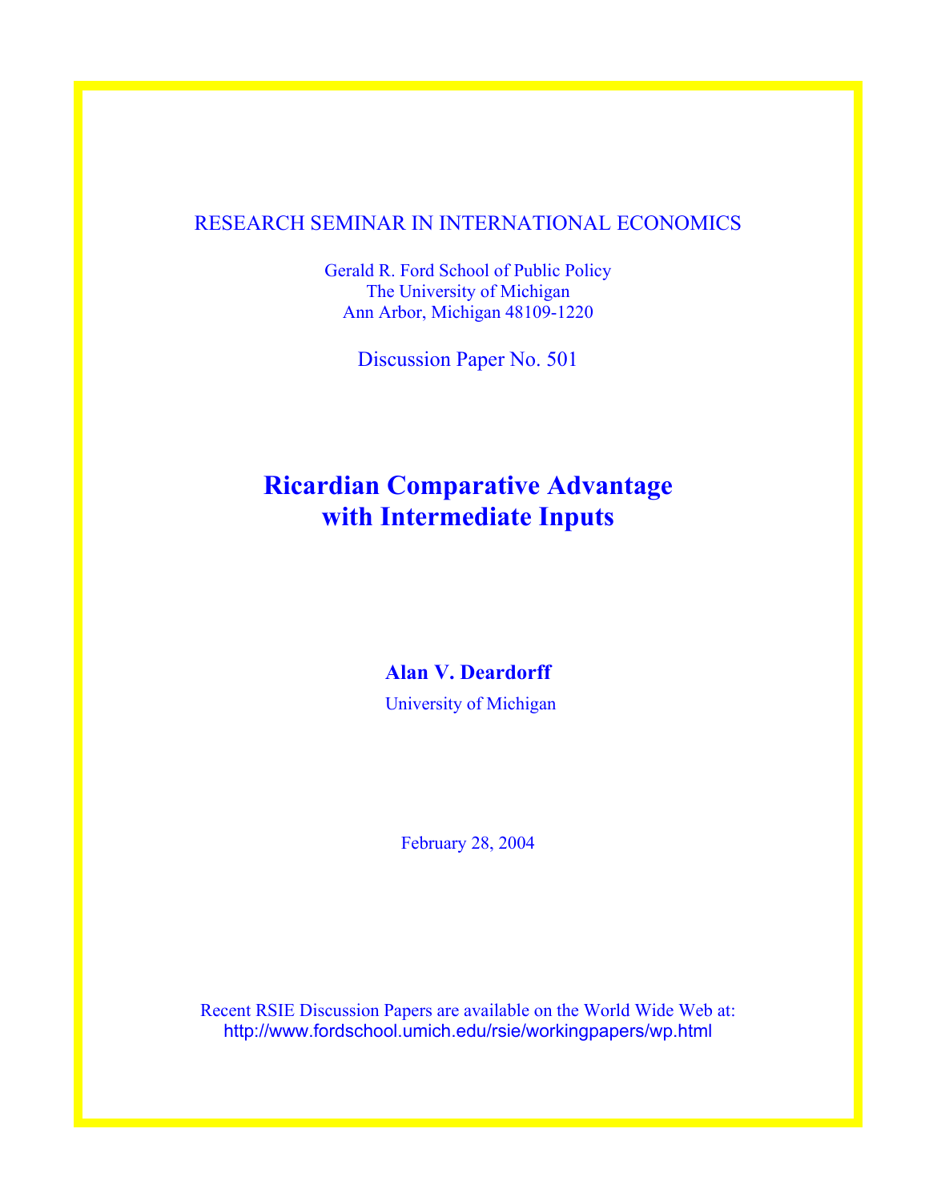RESEARCH SEMINAR IN INTERNATIONAL ECONOMICS

Gerald R. Ford School of Public Policy
The University of Michigan
Ann Arbor, Michigan 48109-1220

Discussion Paper No. 501

# Ricardian Comparative Advantage with Intermediate Inputs

**Alan V. Deardorff**

University of Michigan

February 28, 2004

Recent RSIE Discussion Papers are available on the World Wide Web at:
http://www.fordschool.umich.edu/rsie/workingpapers/wp.html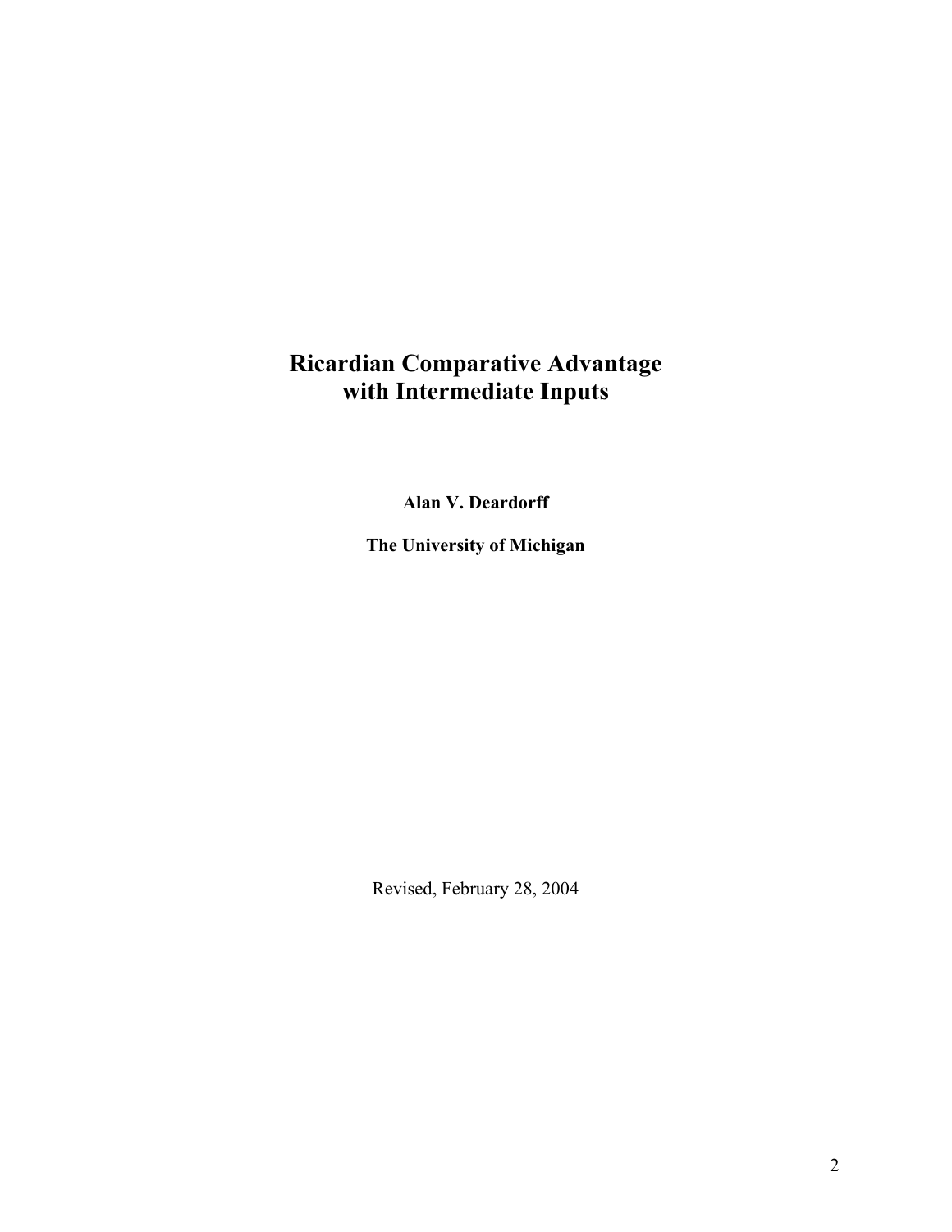# Ricardian Comparative Advantage with Intermediate Inputs

**Alan V. Deardorff**

**The University of Michigan**

Revised, February 28, 2004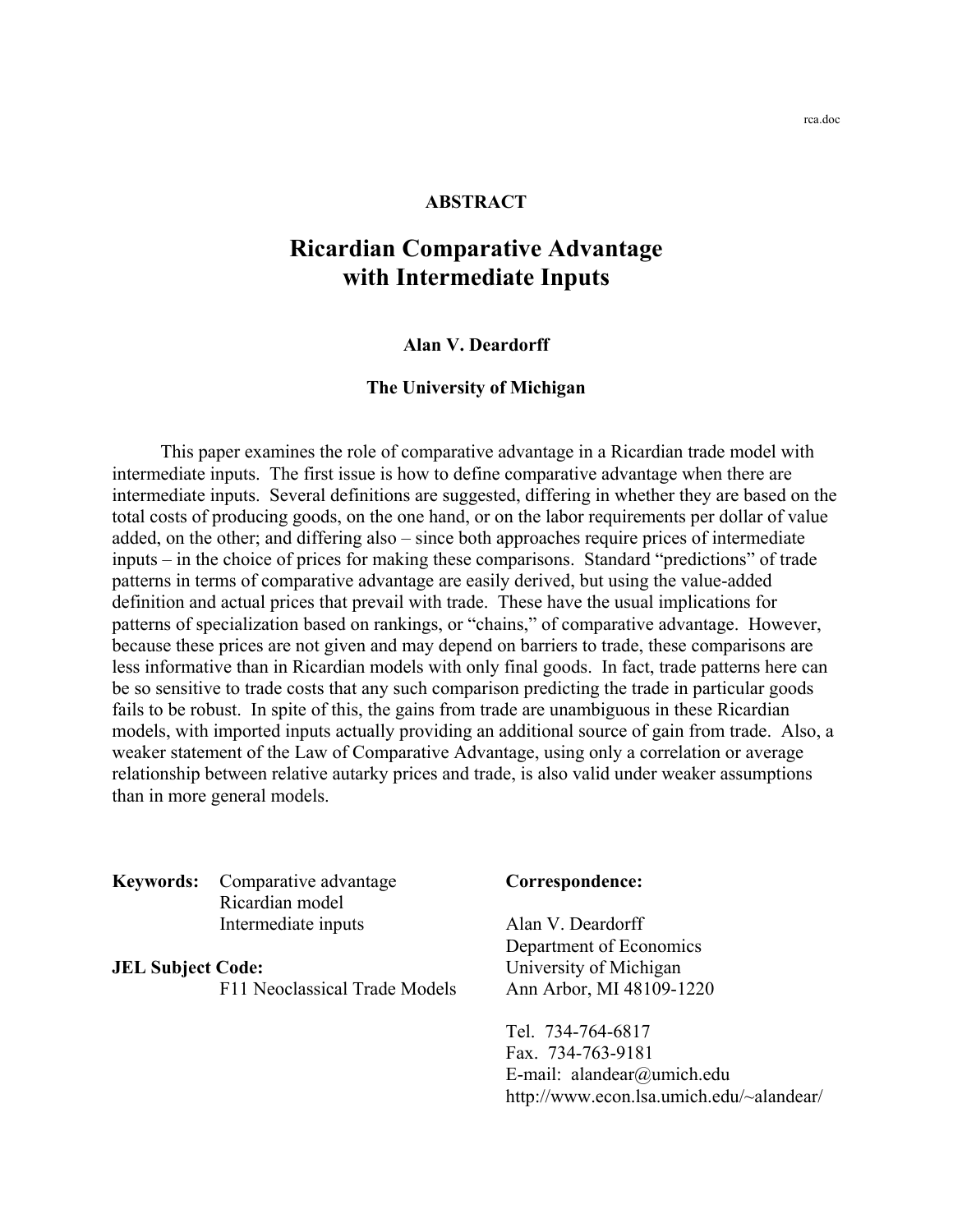rca.doc

**ABSTRACT**

# Ricardian Comparative Advantage with Intermediate Inputs

**Alan V. Deardorff**

**The University of Michigan**

This paper examines the role of comparative advantage in a Ricardian trade model with intermediate inputs. The first issue is how to define comparative advantage when there are intermediate inputs. Several definitions are suggested, differing in whether they are based on the total costs of producing goods, on the one hand, or on the labor requirements per dollar of value added, on the other; and differing also – since both approaches require prices of intermediate inputs – in the choice of prices for making these comparisons. Standard "predictions" of trade patterns in terms of comparative advantage are easily derived, but using the value-added definition and actual prices that prevail with trade. These have the usual implications for patterns of specialization based on rankings, or "chains," of comparative advantage. However, because these prices are not given and may depend on barriers to trade, these comparisons are less informative than in Ricardian models with only final goods. In fact, trade patterns here can be so sensitive to trade costs that any such comparison predicting the trade in particular goods fails to be robust. In spite of this, the gains from trade are unambiguous in these Ricardian models, with imported inputs actually providing an additional source of gain from trade. Also, a weaker statement of the Law of Comparative Advantage, using only a correlation or average relationship between relative autarky prices and trade, is also valid under weaker assumptions than in more general models.

**Keywords:** Comparative advantage
Ricardian model
Intermediate inputs

**JEL Subject Code:**
F11 Neoclassical Trade Models

**Correspondence:**

Alan V. Deardorff
Department of Economics
University of Michigan
Ann Arbor, MI 48109-1220

Tel. 734-764-6817
Fax. 734-763-9181
E-mail: alandear@umich.edu
http://www.econ.lsa.umich.edu/~alandear/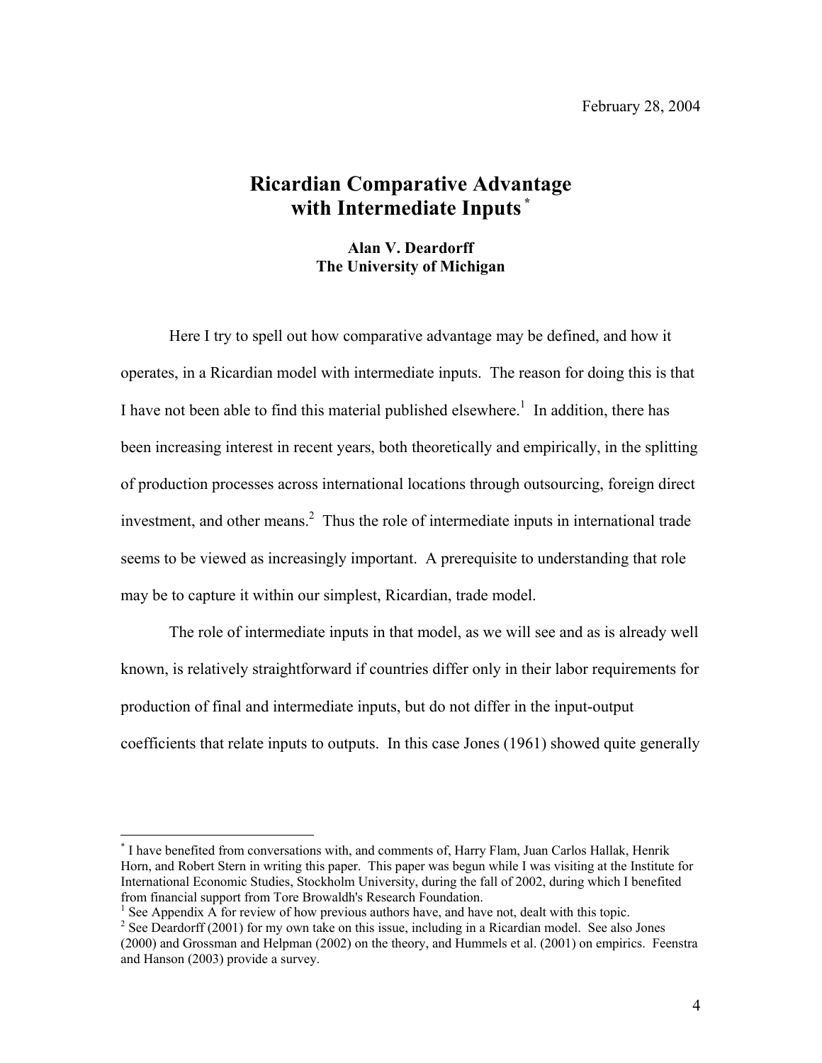February 28, 2004

# Ricardian Comparative Advantage with Intermediate Inputs [*]

**Alan V. Deardorff**
**The University of Michigan**

Here I try to spell out how comparative advantage may be defined, and how it operates, in a Ricardian model with intermediate inputs. The reason for doing this is that I have not been able to find this material published elsewhere.[1] In addition, there has been increasing interest in recent years, both theoretically and empirically, in the splitting of production processes across international locations through outsourcing, foreign direct investment, and other means.[2] Thus the role of intermediate inputs in international trade seems to be viewed as increasingly important. A prerequisite to understanding that role may be to capture it within our simplest, Ricardian, trade model.

The role of intermediate inputs in that model, as we will see and as is already well known, is relatively straightforward if countries differ only in their labor requirements for production of final and intermediate inputs, but do not differ in the input-output coefficients that relate inputs to outputs. In this case Jones (1961) showed quite generally

---

[*] I have benefited from conversations with, and comments of, Harry Flam, Juan Carlos Hallak, Henrik Horn, and Robert Stern in writing this paper. This paper was begun while I was visiting at the Institute for International Economic Studies, Stockholm University, during the fall of 2002, during which I benefited from financial support from Tore Browaldh's Research Foundation.

[1] See Appendix A for review of how previous authors have, and have not, dealt with this topic.

[2] See Deardorff (2001) for my own take on this issue, including in a Ricardian model. See also Jones (2000) and Grossman and Helpman (2002) on the theory, and Hummels et al. (2001) on empirics. Feenstra and Hanson (2003) provide a survey.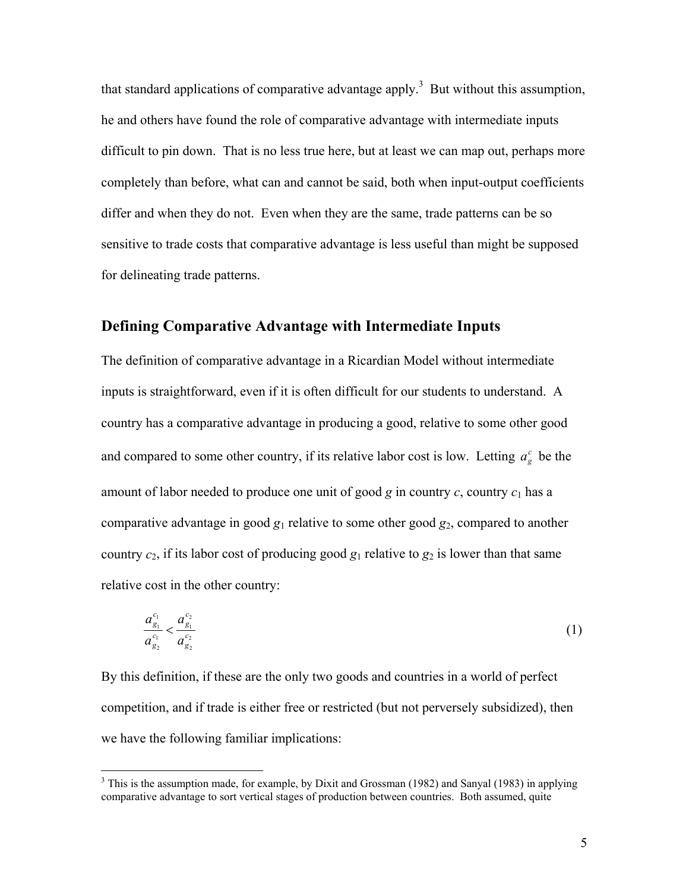that standard applications of comparative advantage apply.[3] But without this assumption, he and others have found the role of comparative advantage with intermediate inputs difficult to pin down. That is no less true here, but at least we can map out, perhaps more completely than before, what can and cannot be said, both when input-output coefficients differ and when they do not. Even when they are the same, trade patterns can be so sensitive to trade costs that comparative advantage is less useful than might be supposed for delineating trade patterns.

## Defining Comparative Advantage with Intermediate Inputs

The definition of comparative advantage in a Ricardian Model without intermediate inputs is straightforward, even if it is often difficult for our students to understand. A country has a comparative advantage in producing a good, relative to some other good and compared to some other country, if its relative labor cost is low. Letting $a_g^c$ be the amount of labor needed to produce one unit of good *g* in country *c*, country $c_1$ has a comparative advantage in good $g_1$ relative to some other good $g_2$, compared to another country $c_2$, if its labor cost of producing good $g_1$ relative to $g_2$ is lower than that same relative cost in the other country:

$$\frac{a_{g_1}^{c_1}}{a_{g_2}^{c_1}} < \frac{a_{g_1}^{c_2}}{a_{g_2}^{c_2}} \tag{1}$$

By this definition, if these are the only two goods and countries in a world of perfect competition, and if trade is either free or restricted (but not perversely subsidized), then we have the following familiar implications:

[3] This is the assumption made, for example, by Dixit and Grossman (1982) and Sanyal (1983) in applying comparative advantage to sort vertical stages of production between countries. Both assumed, quite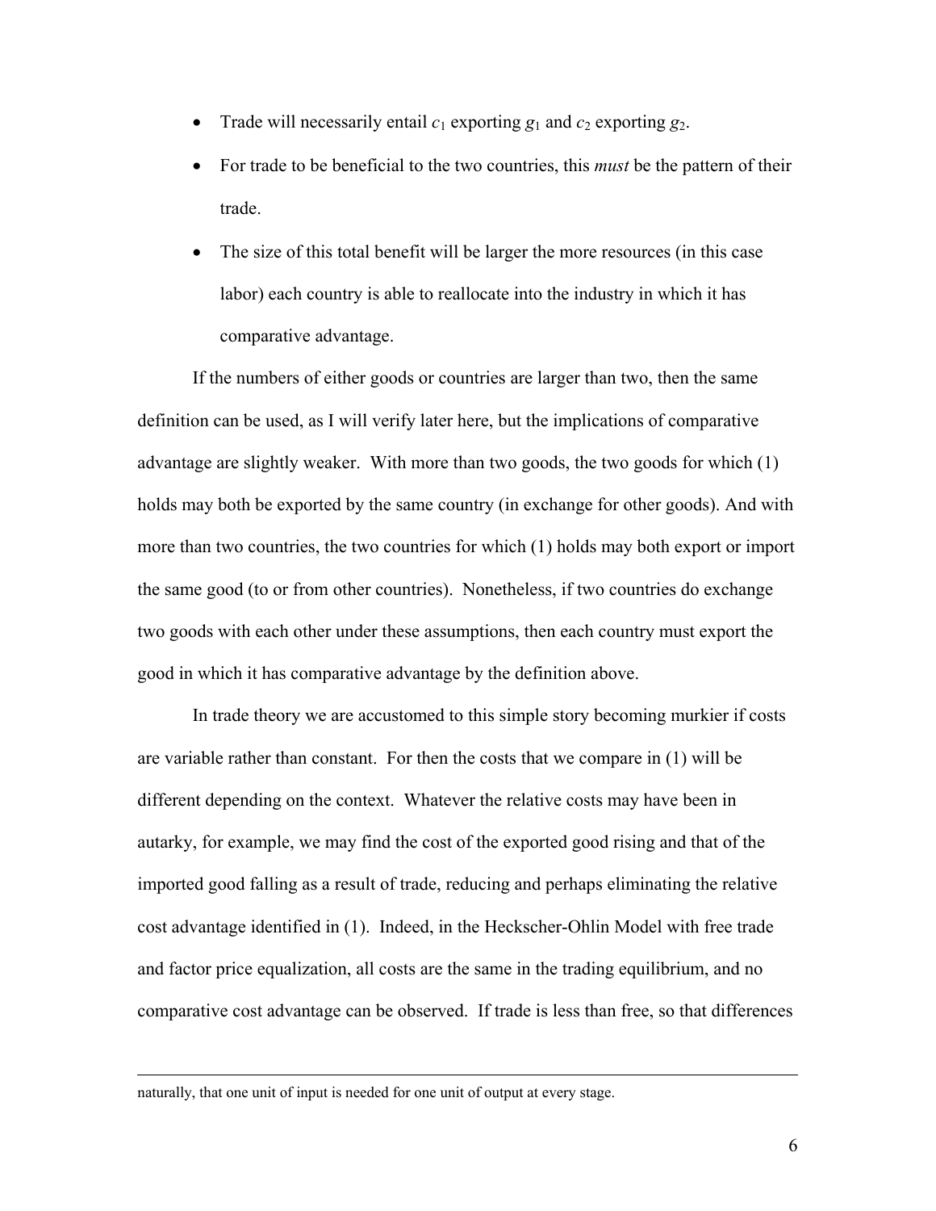- Trade will necessarily entail $c_1$ exporting $g_1$ and $c_2$ exporting $g_2$.
- For trade to be beneficial to the two countries, this *must* be the pattern of their trade.
- The size of this total benefit will be larger the more resources (in this case labor) each country is able to reallocate into the industry in which it has comparative advantage.

If the numbers of either goods or countries are larger than two, then the same definition can be used, as I will verify later here, but the implications of comparative advantage are slightly weaker. With more than two goods, the two goods for which (1) holds may both be exported by the same country (in exchange for other goods). And with more than two countries, the two countries for which (1) holds may both export or import the same good (to or from other countries). Nonetheless, if two countries do exchange two goods with each other under these assumptions, then each country must export the good in which it has comparative advantage by the definition above.

In trade theory we are accustomed to this simple story becoming murkier if costs are variable rather than constant. For then the costs that we compare in (1) will be different depending on the context. Whatever the relative costs may have been in autarky, for example, we may find the cost of the exported good rising and that of the imported good falling as a result of trade, reducing and perhaps eliminating the relative cost advantage identified in (1). Indeed, in the Heckscher-Ohlin Model with free trade and factor price equalization, all costs are the same in the trading equilibrium, and no comparative cost advantage can be observed. If trade is less than free, so that differences

naturally, that one unit of input is needed for one unit of output at every stage.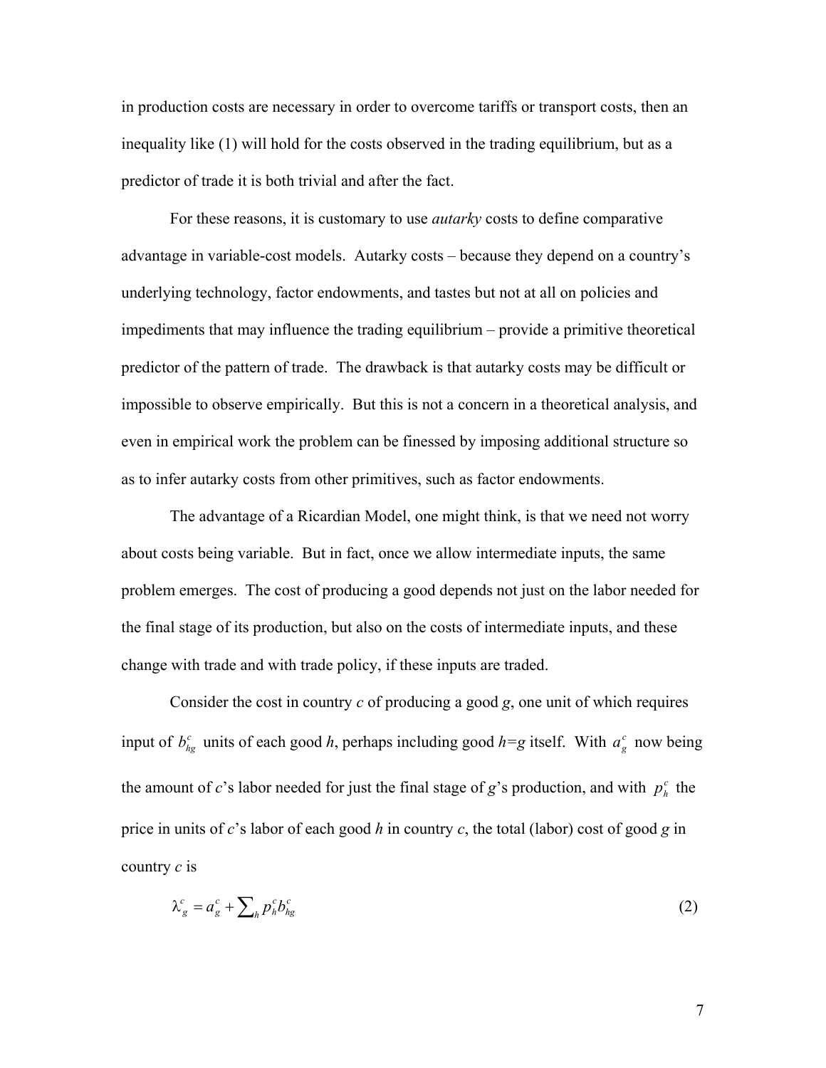in production costs are necessary in order to overcome tariffs or transport costs, then an inequality like (1) will hold for the costs observed in the trading equilibrium, but as a predictor of trade it is both trivial and after the fact.

For these reasons, it is customary to use *autarky* costs to define comparative advantage in variable-cost models. Autarky costs – because they depend on a country's underlying technology, factor endowments, and tastes but not at all on policies and impediments that may influence the trading equilibrium – provide a primitive theoretical predictor of the pattern of trade. The drawback is that autarky costs may be difficult or impossible to observe empirically. But this is not a concern in a theoretical analysis, and even in empirical work the problem can be finessed by imposing additional structure so as to infer autarky costs from other primitives, such as factor endowments.

The advantage of a Ricardian Model, one might think, is that we need not worry about costs being variable. But in fact, once we allow intermediate inputs, the same problem emerges. The cost of producing a good depends not just on the labor needed for the final stage of its production, but also on the costs of intermediate inputs, and these change with trade and with trade policy, if these inputs are traded.

Consider the cost in country *c* of producing a good *g*, one unit of which requires input of $b_{hg}^c$ units of each good *h*, perhaps including good *h*=*g* itself. With $a_g^c$ now being the amount of *c*'s labor needed for just the final stage of *g*'s production, and with $p_h^c$ the price in units of *c*'s labor of each good *h* in country *c*, the total (labor) cost of good *g* in country *c* is

$$\lambda_g^c = a_g^c + \sum_h p_h^c b_{hg}^c \tag{2}$$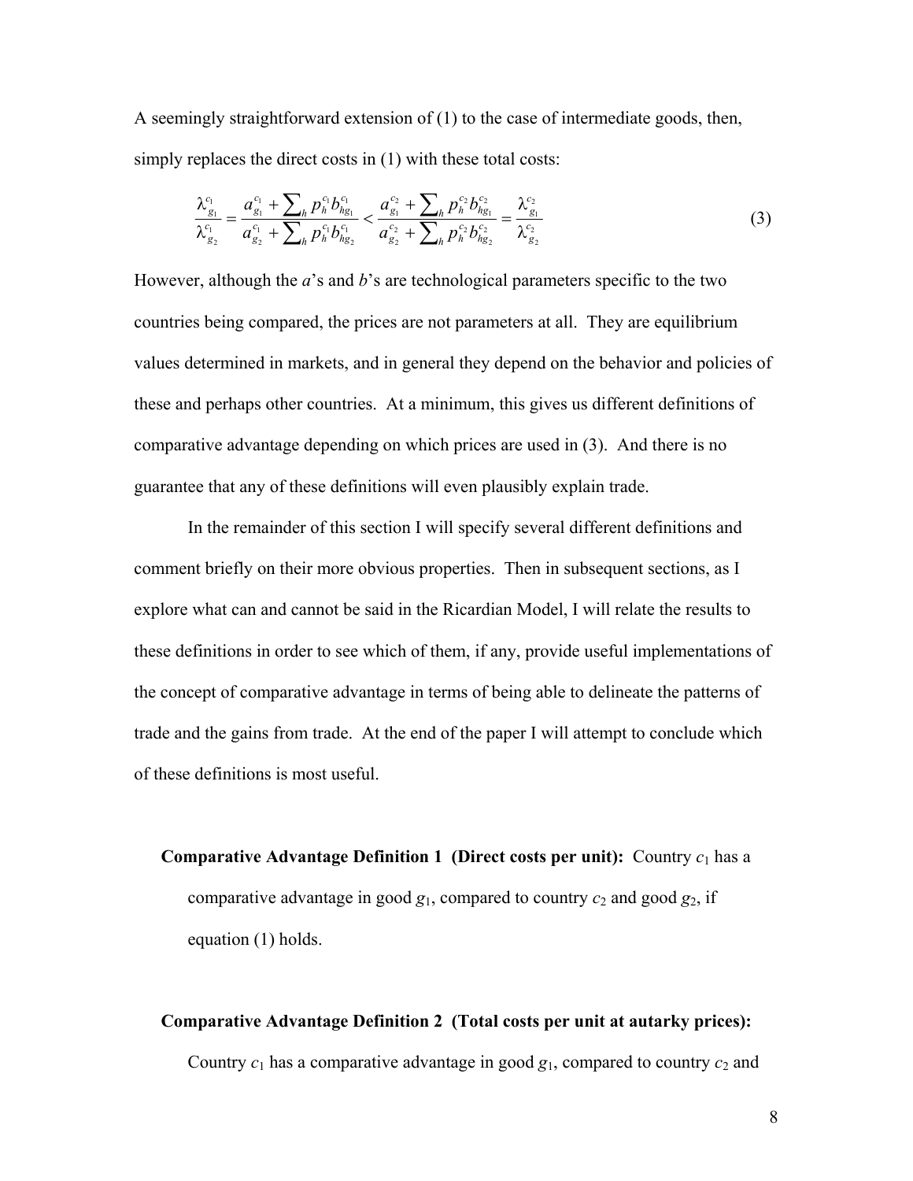A seemingly straightforward extension of (1) to the case of intermediate goods, then, simply replaces the direct costs in (1) with these total costs:

$$\frac{\lambda_{g_1}^{c_1}}{\lambda_{g_2}^{c_1}} = \frac{a_{g_1}^{c_1} + \sum_h p_h^{c_1} b_{hg_1}^{c_1}}{a_{g_2}^{c_1} + \sum_h p_h^{c_1} b_{hg_2}^{c_1}} < \frac{a_{g_1}^{c_2} + \sum_h p_h^{c_2} b_{hg_1}^{c_2}}{a_{g_2}^{c_2} + \sum_h p_h^{c_2} b_{hg_2}^{c_2}} = \frac{\lambda_{g_1}^{c_2}}{\lambda_{g_2}^{c_2}} \tag{3}$$

However, although the *a*'s and *b*'s are technological parameters specific to the two countries being compared, the prices are not parameters at all. They are equilibrium values determined in markets, and in general they depend on the behavior and policies of these and perhaps other countries. At a minimum, this gives us different definitions of comparative advantage depending on which prices are used in (3). And there is no guarantee that any of these definitions will even plausibly explain trade.

In the remainder of this section I will specify several different definitions and comment briefly on their more obvious properties. Then in subsequent sections, as I explore what can and cannot be said in the Ricardian Model, I will relate the results to these definitions in order to see which of them, if any, provide useful implementations of the concept of comparative advantage in terms of being able to delineate the patterns of trade and the gains from trade. At the end of the paper I will attempt to conclude which of these definitions is most useful.

**Comparative Advantage Definition 1 (Direct costs per unit):** Country $c_1$ has a comparative advantage in good $g_1$, compared to country $c_2$ and good $g_2$, if equation (1) holds.

**Comparative Advantage Definition 2 (Total costs per unit at autarky prices):** Country $c_1$ has a comparative advantage in good $g_1$, compared to country $c_2$ and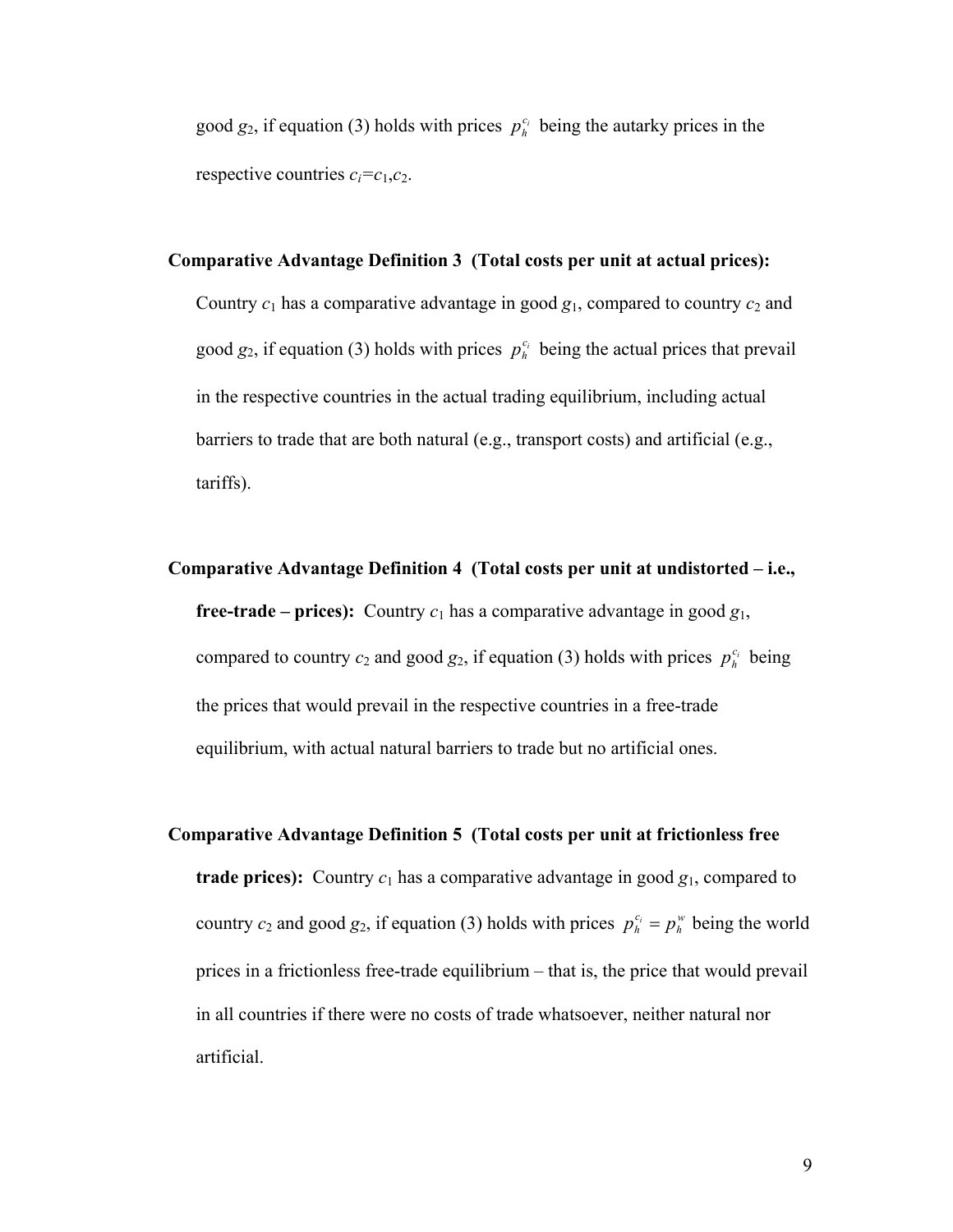good $g_2$, if equation (3) holds with prices $p_h^{c_i}$ being the autarky prices in the respective countries $c_i$=$c_1$,$c_2$.

**Comparative Advantage Definition 3 (Total costs per unit at actual prices):** Country $c_1$ has a comparative advantage in good $g_1$, compared to country $c_2$ and good $g_2$, if equation (3) holds with prices $p_h^{c_i}$ being the actual prices that prevail in the respective countries in the actual trading equilibrium, including actual barriers to trade that are both natural (e.g., transport costs) and artificial (e.g., tariffs).

**Comparative Advantage Definition 4 (Total costs per unit at undistorted – i.e., free-trade – prices):** Country $c_1$ has a comparative advantage in good $g_1$, compared to country $c_2$ and good $g_2$, if equation (3) holds with prices $p_h^{c_i}$ being the prices that would prevail in the respective countries in a free-trade equilibrium, with actual natural barriers to trade but no artificial ones.

**Comparative Advantage Definition 5 (Total costs per unit at frictionless free trade prices):** Country $c_1$ has a comparative advantage in good $g_1$, compared to country $c_2$ and good $g_2$, if equation (3) holds with prices $p_h^{c_i} = p_h^w$ being the world prices in a frictionless free-trade equilibrium – that is, the price that would prevail in all countries if there were no costs of trade whatsoever, neither natural nor artificial.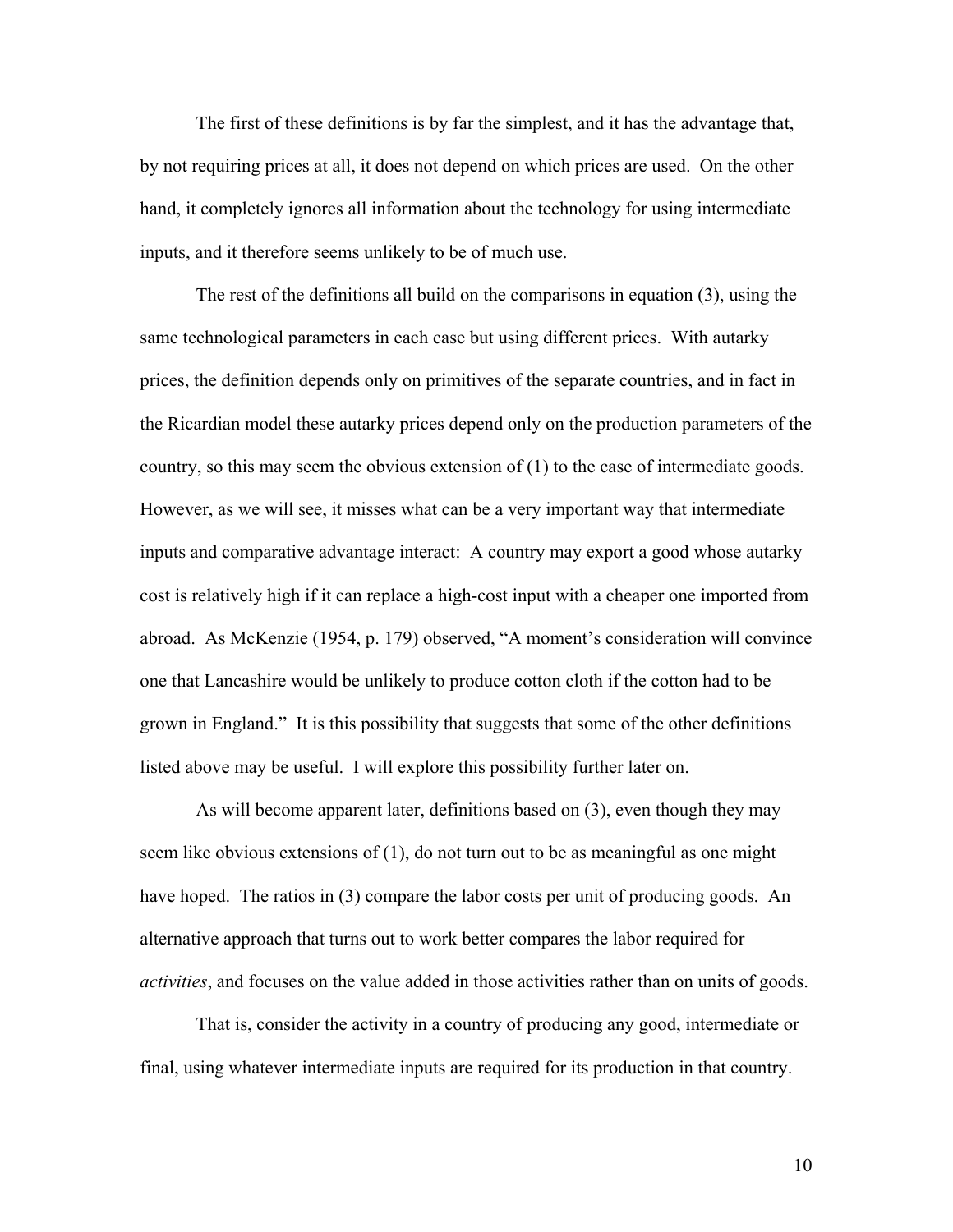The first of these definitions is by far the simplest, and it has the advantage that, by not requiring prices at all, it does not depend on which prices are used. On the other hand, it completely ignores all information about the technology for using intermediate inputs, and it therefore seems unlikely to be of much use.

The rest of the definitions all build on the comparisons in equation (3), using the same technological parameters in each case but using different prices. With autarky prices, the definition depends only on primitives of the separate countries, and in fact in the Ricardian model these autarky prices depend only on the production parameters of the country, so this may seem the obvious extension of (1) to the case of intermediate goods. However, as we will see, it misses what can be a very important way that intermediate inputs and comparative advantage interact: A country may export a good whose autarky cost is relatively high if it can replace a high-cost input with a cheaper one imported from abroad. As McKenzie (1954, p. 179) observed, "A moment's consideration will convince one that Lancashire would be unlikely to produce cotton cloth if the cotton had to be grown in England." It is this possibility that suggests that some of the other definitions listed above may be useful. I will explore this possibility further later on.

As will become apparent later, definitions based on (3), even though they may seem like obvious extensions of (1), do not turn out to be as meaningful as one might have hoped. The ratios in (3) compare the labor costs per unit of producing goods. An alternative approach that turns out to work better compares the labor required for *activities*, and focuses on the value added in those activities rather than on units of goods.

That is, consider the activity in a country of producing any good, intermediate or final, using whatever intermediate inputs are required for its production in that country.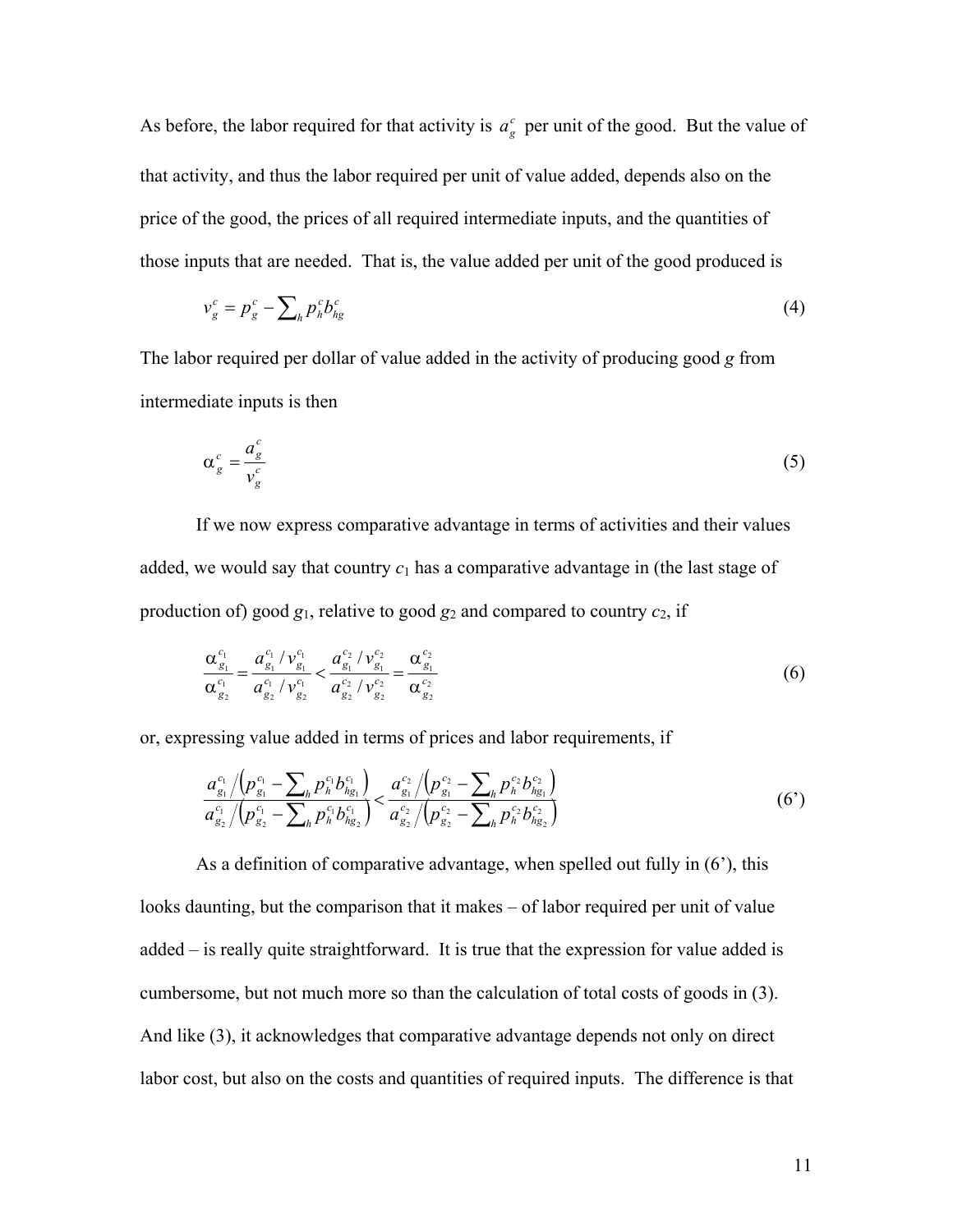As before, the labor required for that activity is $a_g^c$ per unit of the good. But the value of that activity, and thus the labor required per unit of value added, depends also on the price of the good, the prices of all required intermediate inputs, and the quantities of those inputs that are needed. That is, the value added per unit of the good produced is

$$v_g^c = p_g^c - \sum_h p_h^c b_{hg}^c \tag{4}$$

The labor required per dollar of value added in the activity of producing good *g* from intermediate inputs is then

$$\alpha_g^c = \frac{a_g^c}{v_g^c} \tag{5}$$

If we now express comparative advantage in terms of activities and their values added, we would say that country $c_1$ has a comparative advantage in (the last stage of production of) good $g_1$, relative to good $g_2$ and compared to country $c_2$, if

$$\frac{\alpha_{g_1}^{c_1}}{\alpha_{g_2}^{c_1}} = \frac{a_{g_1}^{c_1} / v_{g_1}^{c_1}}{a_{g_2}^{c_1} / v_{g_2}^{c_1}} < \frac{a_{g_1}^{c_2} / v_{g_1}^{c_2}}{a_{g_2}^{c_2} / v_{g_2}^{c_2}} = \frac{\alpha_{g_1}^{c_2}}{\alpha_{g_2}^{c_2}} \tag{6}$$

or, expressing value added in terms of prices and labor requirements, if

$$\frac{a_{g_1}^{c_1} \Big/ \left(p_{g_1}^{c_1} - \sum_h p_h^{c_1} b_{hg_1}^{c_1}\right)}{a_{g_2}^{c_1} \Big/ \left(p_{g_2}^{c_1} - \sum_h p_h^{c_1} b_{hg_2}^{c_1}\right)} < \frac{a_{g_1}^{c_2} \Big/ \left(p_{g_1}^{c_2} - \sum_h p_h^{c_2} b_{hg_1}^{c_2}\right)}{a_{g_2}^{c_2} \Big/ \left(p_{g_2}^{c_2} - \sum_h p_h^{c_2} b_{hg_2}^{c_2}\right)} \tag{6'}$$

As a definition of comparative advantage, when spelled out fully in (6'), this looks daunting, but the comparison that it makes – of labor required per unit of value added – is really quite straightforward. It is true that the expression for value added is cumbersome, but not much more so than the calculation of total costs of goods in (3). And like (3), it acknowledges that comparative advantage depends not only on direct labor cost, but also on the costs and quantities of required inputs. The difference is that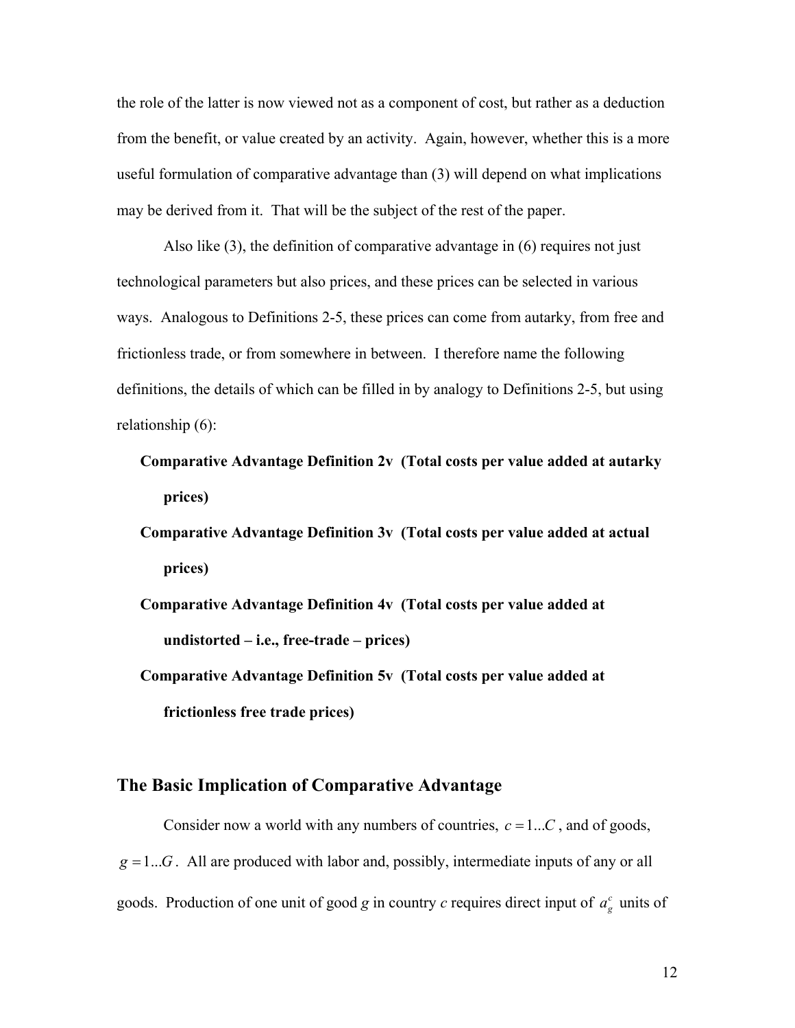the role of the latter is now viewed not as a component of cost, but rather as a deduction from the benefit, or value created by an activity. Again, however, whether this is a more useful formulation of comparative advantage than (3) will depend on what implications may be derived from it. That will be the subject of the rest of the paper.

Also like (3), the definition of comparative advantage in (6) requires not just technological parameters but also prices, and these prices can be selected in various ways. Analogous to Definitions 2-5, these prices can come from autarky, from free and frictionless trade, or from somewhere in between. I therefore name the following definitions, the details of which can be filled in by analogy to Definitions 2-5, but using relationship (6):

**Comparative Advantage Definition 2v (Total costs per value added at autarky prices)**

**Comparative Advantage Definition 3v (Total costs per value added at actual prices)**

**Comparative Advantage Definition 4v (Total costs per value added at undistorted – i.e., free-trade – prices)**

**Comparative Advantage Definition 5v (Total costs per value added at frictionless free trade prices)**

## The Basic Implication of Comparative Advantage

Consider now a world with any numbers of countries, $c = 1...C$, and of goods, $g = 1...G$. All are produced with labor and, possibly, intermediate inputs of any or all goods. Production of one unit of good *g* in country *c* requires direct input of $a_g^c$ units of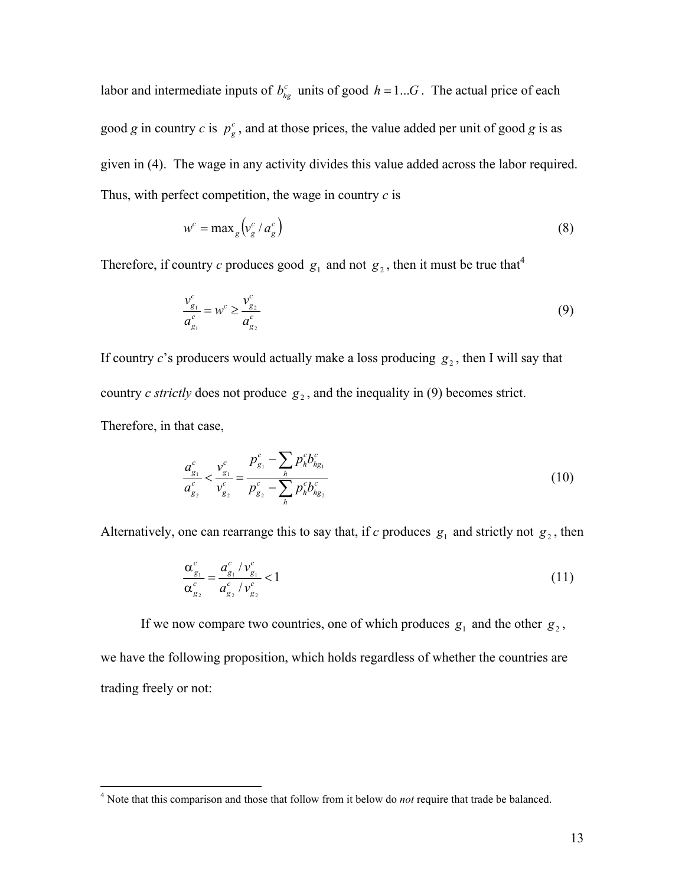labor and intermediate inputs of $b_{hg}^c$ units of good $h = 1...G$. The actual price of each good *g* in country *c* is $p_g^c$, and at those prices, the value added per unit of good *g* is as given in (4). The wage in any activity divides this value added across the labor required. Thus, with perfect competition, the wage in country *c* is

$$w^c = \max_g \left( v_g^c / a_g^c \right) \tag{8}$$

Therefore, if country *c* produces good $g_1$ and not $g_2$, then it must be true that[4]

$$\frac{v_{g_1}^c}{a_{g_1}^c} = w^c \geq \frac{v_{g_2}^c}{a_{g_2}^c} \tag{9}$$

If country *c*'s producers would actually make a loss producing $g_2$, then I will say that country *c* *strictly* does not produce $g_2$, and the inequality in (9) becomes strict. Therefore, in that case,

$$\frac{a_{g_1}^c}{a_{g_2}^c} < \frac{v_{g_1}^c}{v_{g_2}^c} = \frac{p_{g_1}^c - \sum_h p_h^c b_{hg_1}^c}{p_{g_2}^c - \sum_h p_h^c b_{hg_2}^c} \tag{10}$$

Alternatively, one can rearrange this to say that, if *c* produces $g_1$ and strictly not $g_2$, then

$$\frac{\alpha_{g_1}^c}{\alpha_{g_2}^c} = \frac{a_{g_1}^c / v_{g_1}^c}{a_{g_2}^c / v_{g_2}^c} < 1 \tag{11}$$

If we now compare two countries, one of which produces $g_1$ and the other $g_2$, we have the following proposition, which holds regardless of whether the countries are trading freely or not:

[4] Note that this comparison and those that follow from it below do *not* require that trade be balanced.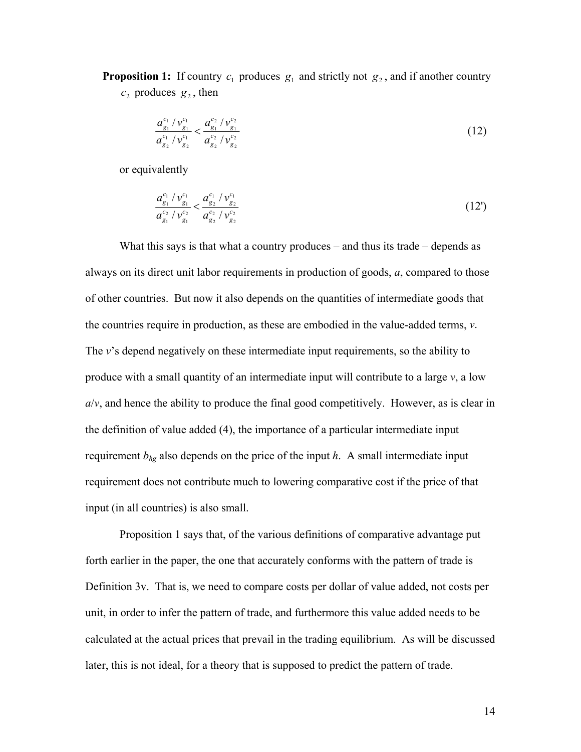**Proposition 1:** If country $c_1$ produces $g_1$ and strictly not $g_2$, and if another country $c_2$ produces $g_2$, then

$$\frac{a_{g_1}^{c_1} / v_{g_1}^{c_1}}{a_{g_2}^{c_1} / v_{g_2}^{c_1}} < \frac{a_{g_1}^{c_2} / v_{g_1}^{c_2}}{a_{g_2}^{c_2} / v_{g_2}^{c_2}} \tag{12}$$

or equivalently

$$\frac{a_{g_1}^{c_1} / v_{g_1}^{c_1}}{a_{g_1}^{c_2} / v_{g_1}^{c_2}} < \frac{a_{g_2}^{c_1} / v_{g_2}^{c_1}}{a_{g_2}^{c_2} / v_{g_2}^{c_2}} \tag{12'}$$

What this says is that what a country produces – and thus its trade – depends as always on its direct unit labor requirements in production of goods, *a*, compared to those of other countries. But now it also depends on the quantities of intermediate goods that the countries require in production, as these are embodied in the value-added terms, *v*. The *v*'s depend negatively on these intermediate input requirements, so the ability to produce with a small quantity of an intermediate input will contribute to a large *v*, a low *a*/*v*, and hence the ability to produce the final good competitively. However, as is clear in the definition of value added (4), the importance of a particular intermediate input requirement $b_{hg}$ also depends on the price of the input *h*. A small intermediate input requirement does not contribute much to lowering comparative cost if the price of that input (in all countries) is also small.

Proposition 1 says that, of the various definitions of comparative advantage put forth earlier in the paper, the one that accurately conforms with the pattern of trade is Definition 3v. That is, we need to compare costs per dollar of value added, not costs per unit, in order to infer the pattern of trade, and furthermore this value added needs to be calculated at the actual prices that prevail in the trading equilibrium. As will be discussed later, this is not ideal, for a theory that is supposed to predict the pattern of trade.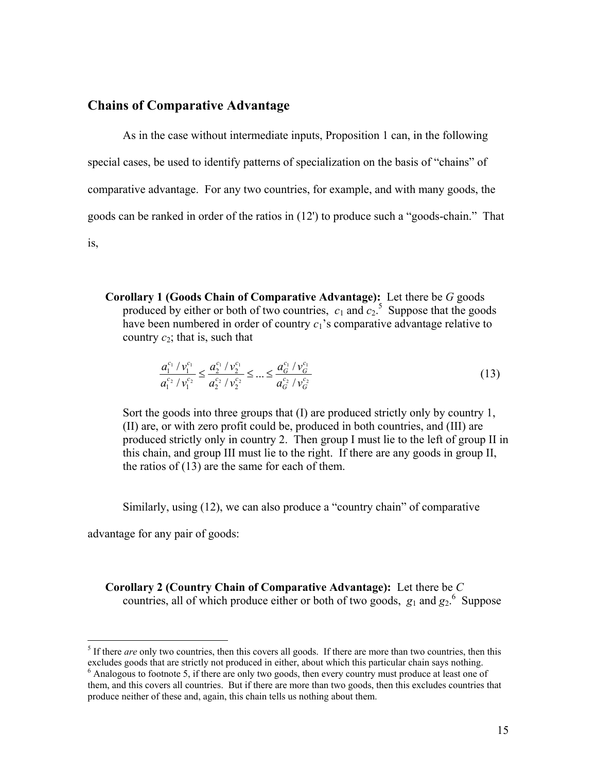## Chains of Comparative Advantage

As in the case without intermediate inputs, Proposition 1 can, in the following special cases, be used to identify patterns of specialization on the basis of "chains" of comparative advantage. For any two countries, for example, and with many goods, the goods can be ranked in order of the ratios in (12') to produce such a "goods-chain." That is,

> **Corollary 1 (Goods Chain of Comparative Advantage):** Let there be $G$ goods produced by either or both of two countries, $c_1$ and $c_2$.[5] Suppose that the goods have been numbered in order of country $c_1$'s comparative advantage relative to country $c_2$; that is, such that
>
> $$\frac{a_1^{c_1}/v_1^{c_1}}{a_1^{c_2}/v_1^{c_2}} \leq \frac{a_2^{c_1}/v_2^{c_1}}{a_2^{c_2}/v_2^{c_2}} \leq \ldots \leq \frac{a_G^{c_1}/v_G^{c_1}}{a_G^{c_2}/v_G^{c_2}} \tag{13}$$
>
> Sort the goods into three groups that (I) are produced strictly only by country 1, (II) are, or with zero profit could be, produced in both countries, and (III) are produced strictly only in country 2. Then group I must lie to the left of group II in this chain, and group III must lie to the right. If there are any goods in group II, the ratios of (13) are the same for each of them.

Similarly, using (12), we can also produce a "country chain" of comparative advantage for any pair of goods:

> **Corollary 2 (Country Chain of Comparative Advantage):** Let there be $C$ countries, all of which produce either or both of two goods, $g_1$ and $g_2$.[6] Suppose

---

[5] If there *are* only two countries, then this covers all goods. If there are more than two countries, then this excludes goods that are strictly not produced in either, about which this particular chain says nothing.

[6] Analogous to footnote 5, if there are only two goods, then every country must produce at least one of them, and this covers all countries. But if there are more than two goods, then this excludes countries that produce neither of these and, again, this chain tells us nothing about them.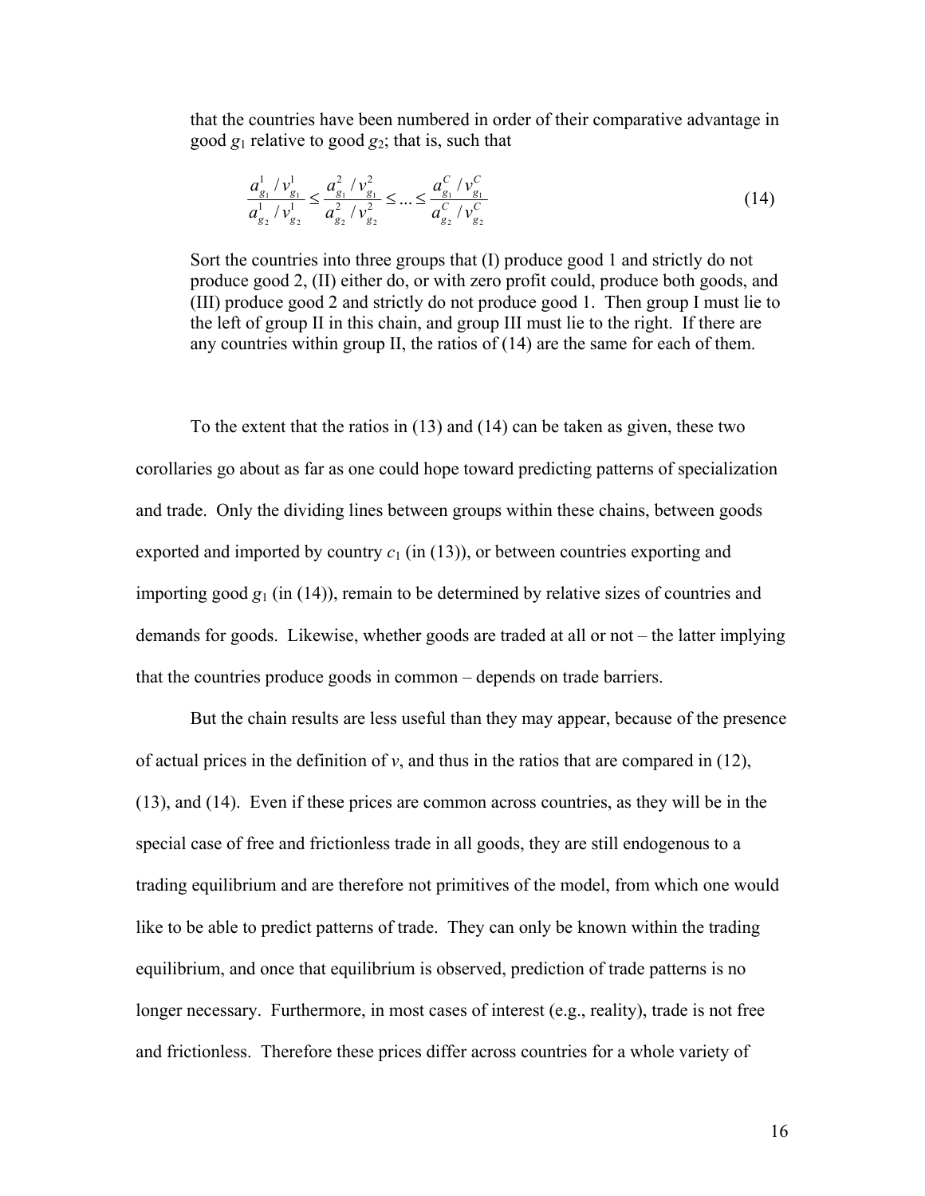that the countries have been numbered in order of their comparative advantage in good $g_1$ relative to good $g_2$; that is, such that

$$\frac{a_{g_1}^1 / v_{g_1}^1}{a_{g_2}^1 / v_{g_2}^1} \leq \frac{a_{g_1}^2 / v_{g_1}^2}{a_{g_2}^2 / v_{g_2}^2} \leq \ldots \leq \frac{a_{g_1}^C / v_{g_1}^C}{a_{g_2}^C / v_{g_2}^C} \tag{14}$$

Sort the countries into three groups that (I) produce good 1 and strictly do not produce good 2, (II) either do, or with zero profit could, produce both goods, and (III) produce good 2 and strictly do not produce good 1. Then group I must lie to the left of group II in this chain, and group III must lie to the right. If there are any countries within group II, the ratios of (14) are the same for each of them.

To the extent that the ratios in (13) and (14) can be taken as given, these two corollaries go about as far as one could hope toward predicting patterns of specialization and trade. Only the dividing lines between groups within these chains, between goods exported and imported by country $c_1$ (in (13)), or between countries exporting and importing good $g_1$ (in (14)), remain to be determined by relative sizes of countries and demands for goods. Likewise, whether goods are traded at all or not – the latter implying that the countries produce goods in common – depends on trade barriers.

But the chain results are less useful than they may appear, because of the presence of actual prices in the definition of $v$, and thus in the ratios that are compared in (12), (13), and (14). Even if these prices are common across countries, as they will be in the special case of free and frictionless trade in all goods, they are still endogenous to a trading equilibrium and are therefore not primitives of the model, from which one would like to be able to predict patterns of trade. They can only be known within the trading equilibrium, and once that equilibrium is observed, prediction of trade patterns is no longer necessary. Furthermore, in most cases of interest (e.g., reality), trade is not free and frictionless. Therefore these prices differ across countries for a whole variety of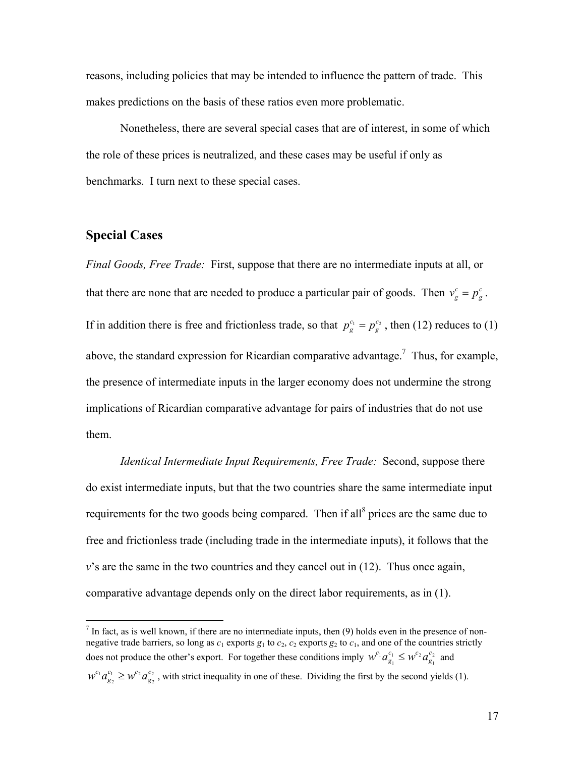reasons, including policies that may be intended to influence the pattern of trade. This makes predictions on the basis of these ratios even more problematic.

Nonetheless, there are several special cases that are of interest, in some of which the role of these prices is neutralized, and these cases may be useful if only as benchmarks. I turn next to these special cases.

## Special Cases

*Final Goods, Free Trade:* First, suppose that there are no intermediate inputs at all, or that there are none that are needed to produce a particular pair of goods. Then $v_g^c = p_g^c$. If in addition there is free and frictionless trade, so that $p_g^{c_1} = p_g^{c_2}$, then (12) reduces to (1) above, the standard expression for Ricardian comparative advantage.[7] Thus, for example, the presence of intermediate inputs in the larger economy does not undermine the strong implications of Ricardian comparative advantage for pairs of industries that do not use them.

*Identical Intermediate Input Requirements, Free Trade:* Second, suppose there do exist intermediate inputs, but that the two countries share the same intermediate input requirements for the two goods being compared. Then if all[8] prices are the same due to free and frictionless trade (including trade in the intermediate inputs), it follows that the $v$'s are the same in the two countries and they cancel out in (12). Thus once again, comparative advantage depends only on the direct labor requirements, as in (1).

---

[7] In fact, as is well known, if there are no intermediate inputs, then (9) holds even in the presence of non-negative trade barriers, so long as $c_1$ exports $g_1$ to $c_2$, $c_2$ exports $g_2$ to $c_1$, and one of the countries strictly does not produce the other's export. For together these conditions imply $w^{c_1} a_{g_1}^{c_1} \leq w^{c_2} a_{g_1}^{c_2}$ and $w^{c_1} a_{g_2}^{c_1} \geq w^{c_2} a_{g_2}^{c_2}$, with strict inequality in one of these. Dividing the first by the second yields (1).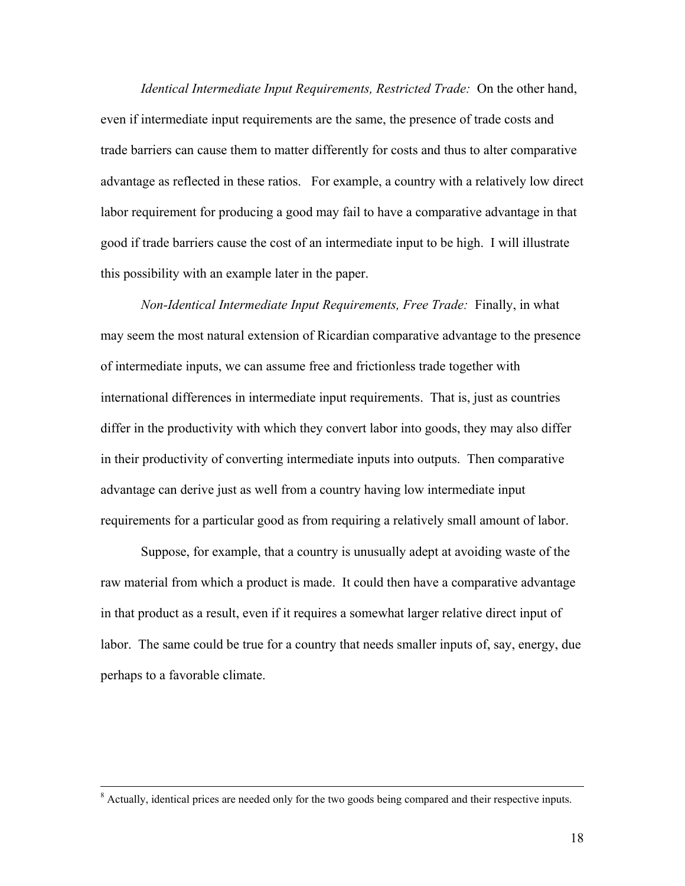*Identical Intermediate Input Requirements, Restricted Trade:* On the other hand, even if intermediate input requirements are the same, the presence of trade costs and trade barriers can cause them to matter differently for costs and thus to alter comparative advantage as reflected in these ratios. For example, a country with a relatively low direct labor requirement for producing a good may fail to have a comparative advantage in that good if trade barriers cause the cost of an intermediate input to be high. I will illustrate this possibility with an example later in the paper.

*Non-Identical Intermediate Input Requirements, Free Trade:* Finally, in what may seem the most natural extension of Ricardian comparative advantage to the presence of intermediate inputs, we can assume free and frictionless trade together with international differences in intermediate input requirements. That is, just as countries differ in the productivity with which they convert labor into goods, they may also differ in their productivity of converting intermediate inputs into outputs. Then comparative advantage can derive just as well from a country having low intermediate input requirements for a particular good as from requiring a relatively small amount of labor.

Suppose, for example, that a country is unusually adept at avoiding waste of the raw material from which a product is made. It could then have a comparative advantage in that product as a result, even if it requires a somewhat larger relative direct input of labor. The same could be true for a country that needs smaller inputs of, say, energy, due perhaps to a favorable climate.

[8] Actually, identical prices are needed only for the two goods being compared and their respective inputs.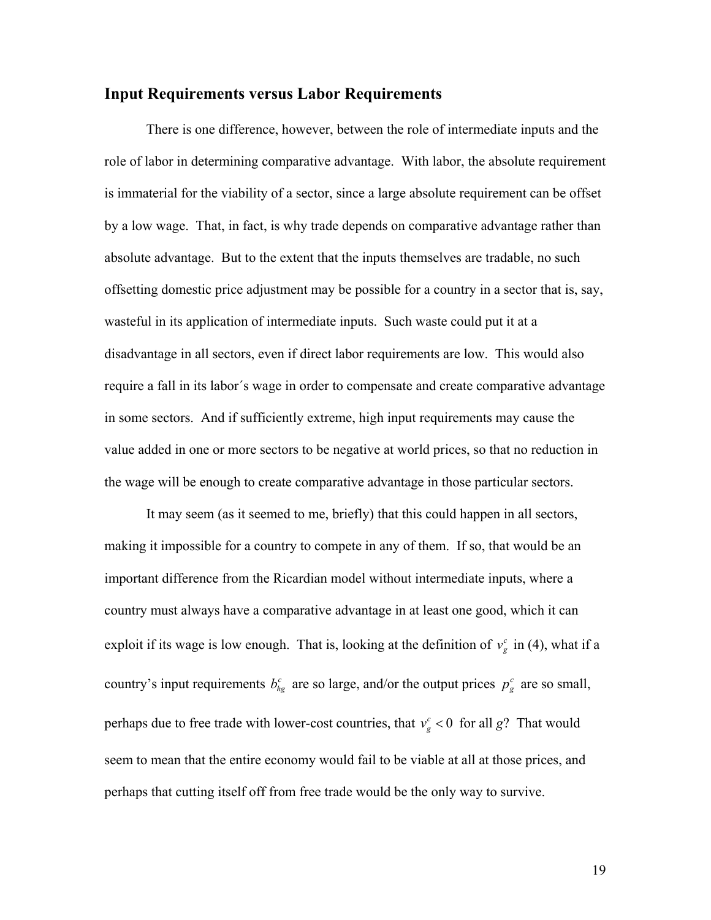## Input Requirements versus Labor Requirements

There is one difference, however, between the role of intermediate inputs and the role of labor in determining comparative advantage. With labor, the absolute requirement is immaterial for the viability of a sector, since a large absolute requirement can be offset by a low wage. That, in fact, is why trade depends on comparative advantage rather than absolute advantage. But to the extent that the inputs themselves are tradable, no such offsetting domestic price adjustment may be possible for a country in a sector that is, say, wasteful in its application of intermediate inputs. Such waste could put it at a disadvantage in all sectors, even if direct labor requirements are low. This would also require a fall in its labor´s wage in order to compensate and create comparative advantage in some sectors. And if sufficiently extreme, high input requirements may cause the value added in one or more sectors to be negative at world prices, so that no reduction in the wage will be enough to create comparative advantage in those particular sectors.

It may seem (as it seemed to me, briefly) that this could happen in all sectors, making it impossible for a country to compete in any of them. If so, that would be an important difference from the Ricardian model without intermediate inputs, where a country must always have a comparative advantage in at least one good, which it can exploit if its wage is low enough. That is, looking at the definition of $v_g^c$ in (4), what if a country's input requirements $b_{hg}^c$ are so large, and/or the output prices $p_g^c$ are so small, perhaps due to free trade with lower-cost countries, that $v_g^c < 0$ for all *g*? That would seem to mean that the entire economy would fail to be viable at all at those prices, and perhaps that cutting itself off from free trade would be the only way to survive.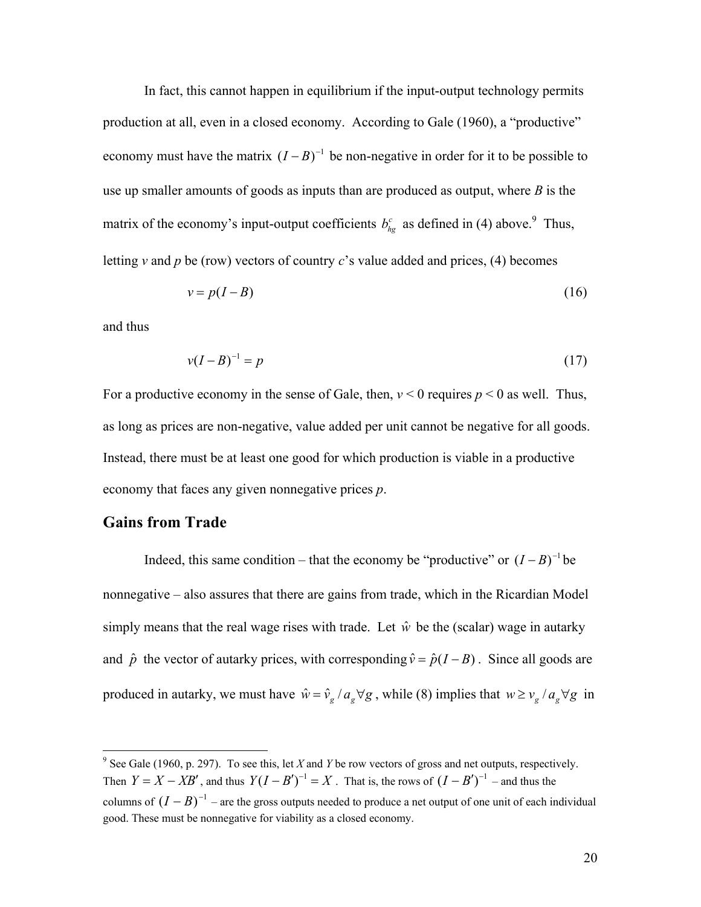In fact, this cannot happen in equilibrium if the input-output technology permits production at all, even in a closed economy. According to Gale (1960), a "productive" economy must have the matrix $(I-B)^{-1}$ be non-negative in order for it to be possible to use up smaller amounts of goods as inputs than are produced as output, where *B* is the matrix of the economy's input-output coefficients $b_{hg}^{c}$ as defined in (4) above.[9] Thus, letting *v* and *p* be (row) vectors of country *c*'s value added and prices, (4) becomes

$$v = p(I-B) \tag{16}$$

and thus

$$v(I-B)^{-1} = p \tag{17}$$

For a productive economy in the sense of Gale, then, $v < 0$ requires $p < 0$ as well. Thus, as long as prices are non-negative, value added per unit cannot be negative for all goods. Instead, there must be at least one good for which production is viable in a productive economy that faces any given nonnegative prices *p*.

## Gains from Trade

Indeed, this same condition – that the economy be "productive" or $(I-B)^{-1}$ be nonnegative – also assures that there are gains from trade, which in the Ricardian Model simply means that the real wage rises with trade. Let $\hat{w}$ be the (scalar) wage in autarky and $\hat{p}$ the vector of autarky prices, with corresponding $\hat{v} = \hat{p}(I-B)$. Since all goods are produced in autarky, we must have $\hat{w} = \hat{v}_g / a_g \forall g$, while (8) implies that $w \geq v_g / a_g \forall g$ in

---

[9] See Gale (1960, p. 297). To see this, let *X* and *Y* be row vectors of gross and net outputs, respectively. Then $Y = X - XB'$, and thus $Y(I-B')^{-1} = X$. That is, the rows of $(I-B')^{-1}$ – and thus the columns of $(I-B)^{-1}$ – are the gross outputs needed to produce a net output of one unit of each individual good. These must be nonnegative for viability as a closed economy.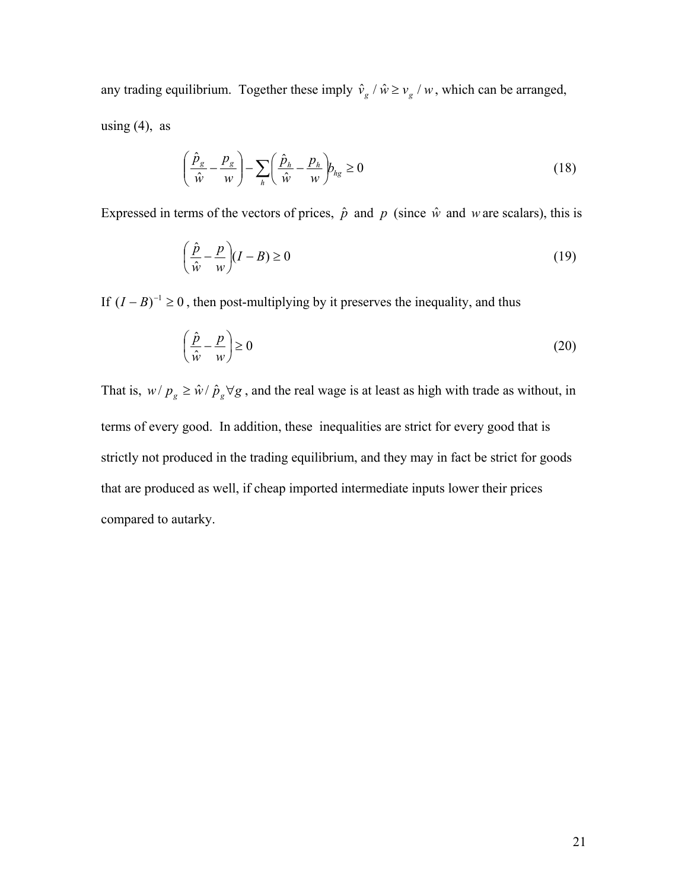any trading equilibrium. Together these imply $\hat{v}_g / \hat{w} \geq v_g / w$, which can be arranged, using (4), as

$$\left( \frac{\hat{p}_g}{\hat{w}} - \frac{p_g}{w} \right) - \sum_h \left( \frac{\hat{p}_h}{\hat{w}} - \frac{p_h}{w} \right) b_{hg} \geq 0 \tag{18}$$

Expressed in terms of the vectors of prices, $\hat{p}$ and $p$ (since $\hat{w}$ and $w$ are scalars), this is

$$\left( \frac{\hat{p}}{\hat{w}} - \frac{p}{w} \right) (I - B) \geq 0 \tag{19}$$

If $(I - B)^{-1} \geq 0$, then post-multiplying by it preserves the inequality, and thus

$$\left( \frac{\hat{p}}{\hat{w}} - \frac{p}{w} \right) \geq 0 \tag{20}$$

That is, $w / p_g \geq \hat{w} / \hat{p}_g \forall g$, and the real wage is at least as high with trade as without, in terms of every good. In addition, these inequalities are strict for every good that is strictly not produced in the trading equilibrium, and they may in fact be strict for goods that are produced as well, if cheap imported intermediate inputs lower their prices compared to autarky.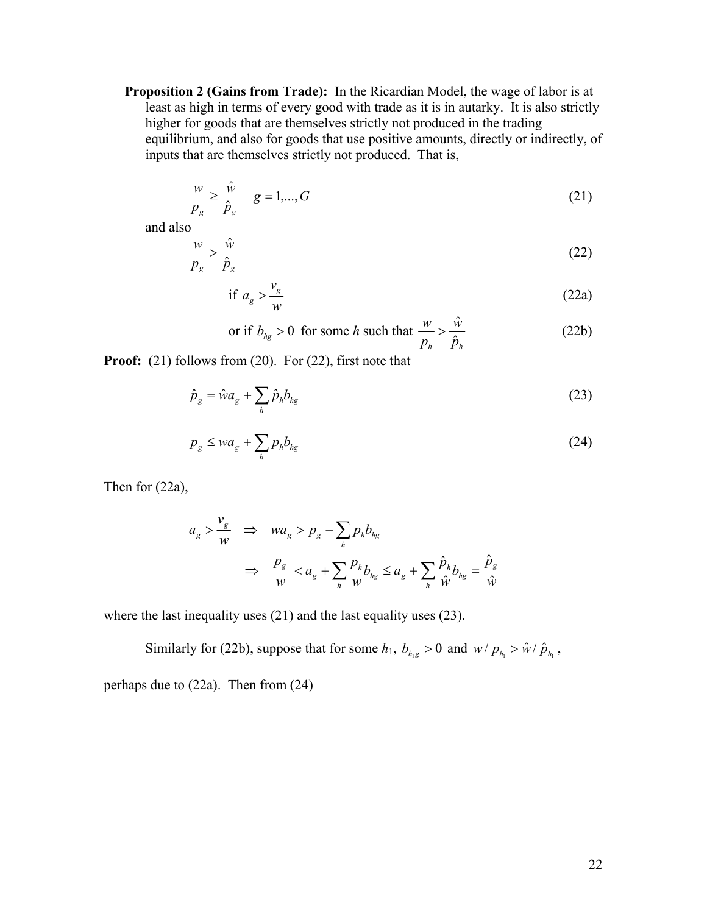**Proposition 2 (Gains from Trade):** In the Ricardian Model, the wage of labor is at least as high in terms of every good with trade as it is in autarky. It is also strictly higher for goods that are themselves strictly not produced in the trading equilibrium, and also for goods that use positive amounts, directly or indirectly, of inputs that are themselves strictly not produced. That is,

$$\frac{w}{p_g} \geq \frac{\hat{w}}{\hat{p}_g} \quad g = 1,...,G \tag{21}$$

and also

$$\frac{w}{p_g} > \frac{\hat{w}}{\hat{p}_g} \tag{22}$$

$$\text{if } a_g > \frac{v_g}{w} \tag{22a}$$

$$\text{or if } b_{hg} > 0 \text{ for some } h \text{ such that } \frac{w}{p_h} > \frac{\hat{w}}{\hat{p}_h} \tag{22b}$$

**Proof:** (21) follows from (20). For (22), first note that

$$\hat{p}_g = \hat{w}a_g + \sum_h \hat{p}_h b_{hg} \tag{23}$$

$$p_g \leq wa_g + \sum_h p_h b_{hg} \tag{24}$$

Then for (22a),

$$a_g > \frac{v_g}{w} \quad \Rightarrow \quad wa_g > p_g - \sum_h p_h b_{hg}$$

$$\Rightarrow \quad \frac{p_g}{w} < a_g + \sum_h \frac{p_h}{w} b_{hg} \leq a_g + \sum_h \frac{\hat{p}_h}{\hat{w}} b_{hg} = \frac{\hat{p}_g}{\hat{w}}$$

where the last inequality uses (21) and the last equality uses (23).

Similarly for (22b), suppose that for some $h_1$, $b_{h_1 g} > 0$ and $w / p_{h_1} > \hat{w} / \hat{p}_{h_1}$, perhaps due to (22a). Then from (24)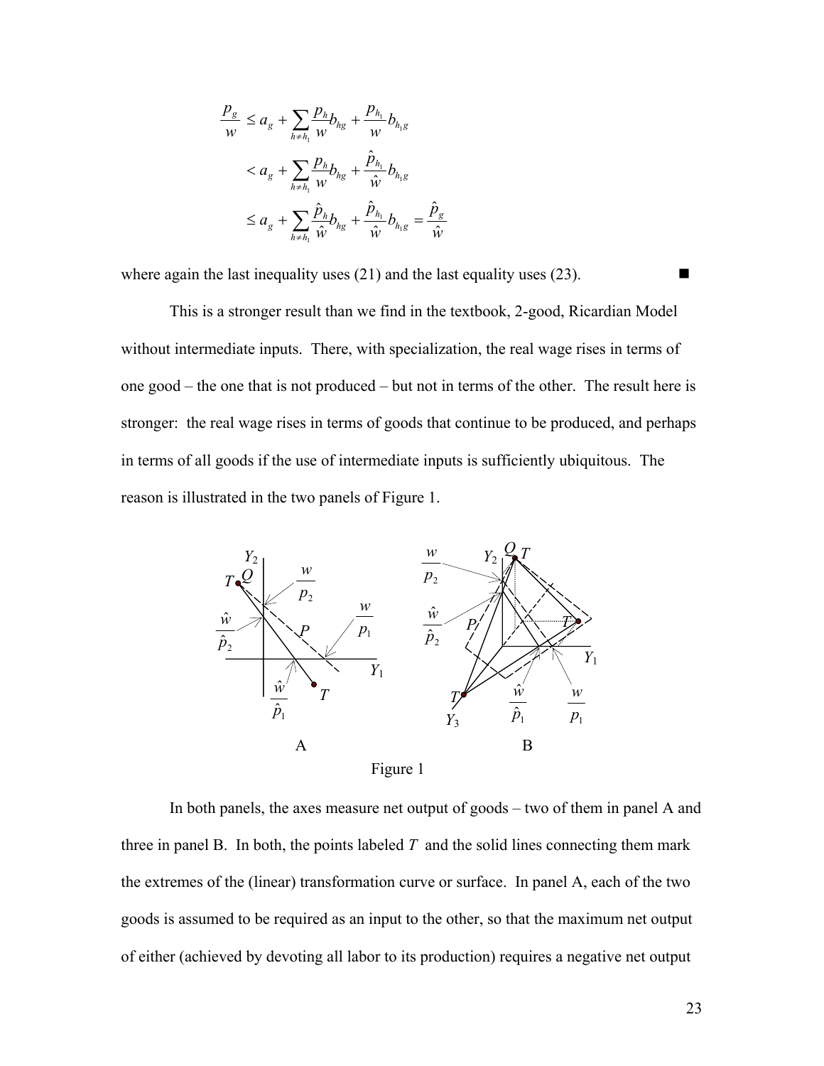$$
\begin{aligned}
\frac{p_g}{w} &\le a_g + \sum_{h \ne h_1} \frac{p_h}{w} b_{hg} + \frac{p_{h_1}}{w} b_{h_1 g} \\
&< a_g + \sum_{h \ne h_1} \frac{p_h}{w} b_{hg} + \frac{\hat{p}_{h_1}}{\hat{w}} b_{h_1 g} \\
&\le a_g + \sum_{h \ne h_1} \frac{\hat{p}_h}{\hat{w}} b_{hg} + \frac{\hat{p}_{h_1}}{\hat{w}} b_{h_1 g} = \frac{\hat{p}_g}{\hat{w}}
\end{aligned}
$$

where again the last inequality uses (21) and the last equality uses (23). ■

This is a stronger result than we find in the textbook, 2-good, Ricardian Model without intermediate inputs. There, with specialization, the real wage rises in terms of one good – the one that is not produced – but not in terms of the other. The result here is stronger: the real wage rises in terms of goods that continue to be produced, and perhaps in terms of all goods if the use of intermediate inputs is sufficiently ubiquitous. The reason is illustrated in the two panels of Figure 1.

$Y_2$ $Q$ $T$ $\frac{w}{p_2}$ $\frac{w}{p_1}$ $\frac{\hat{w}}{\hat{p}_2}$ $P$ $Y_1$ $\frac{\hat{w}}{\hat{p}_1}$ $T$

A

$\frac{w}{p_2}$ $Y_2$ $Q$ $T$ $\frac{\hat{w}}{\hat{p}_2}$ $P$ $T$ $Y_1$ $T$ $Y_3$ $\frac{\hat{w}}{\hat{p}_1}$ $\frac{w}{p_1}$

B

Figure 1

In both panels, the axes measure net output of goods – two of them in panel A and three in panel B. In both, the points labeled $T$ and the solid lines connecting them mark the extremes of the (linear) transformation curve or surface. In panel A, each of the two goods is assumed to be required as an input to the other, so that the maximum net output of either (achieved by devoting all labor to its production) requires a negative net output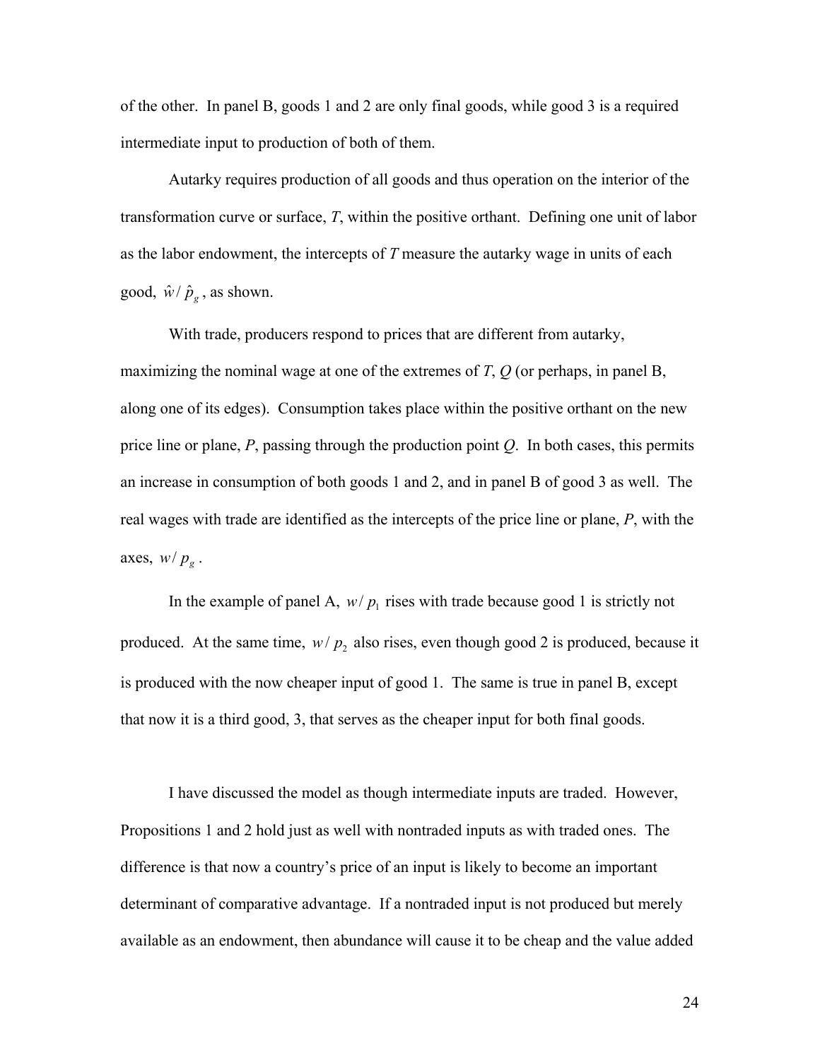of the other. In panel B, goods 1 and 2 are only final goods, while good 3 is a required intermediate input to production of both of them.

Autarky requires production of all goods and thus operation on the interior of the transformation curve or surface, *T*, within the positive orthant. Defining one unit of labor as the labor endowment, the intercepts of *T* measure the autarky wage in units of each good, $\hat{w}/\hat{p}_g$, as shown.

With trade, producers respond to prices that are different from autarky, maximizing the nominal wage at one of the extremes of *T*, *Q* (or perhaps, in panel B, along one of its edges). Consumption takes place within the positive orthant on the new price line or plane, *P*, passing through the production point *Q*. In both cases, this permits an increase in consumption of both goods 1 and 2, and in panel B of good 3 as well. The real wages with trade are identified as the intercepts of the price line or plane, *P*, with the axes, $w/p_g$.

In the example of panel A, $w/p_1$ rises with trade because good 1 is strictly not produced. At the same time, $w/p_2$ also rises, even though good 2 is produced, because it is produced with the now cheaper input of good 1. The same is true in panel B, except that now it is a third good, 3, that serves as the cheaper input for both final goods.

I have discussed the model as though intermediate inputs are traded. However, Propositions 1 and 2 hold just as well with nontraded inputs as with traded ones. The difference is that now a country's price of an input is likely to become an important determinant of comparative advantage. If a nontraded input is not produced but merely available as an endowment, then abundance will cause it to be cheap and the value added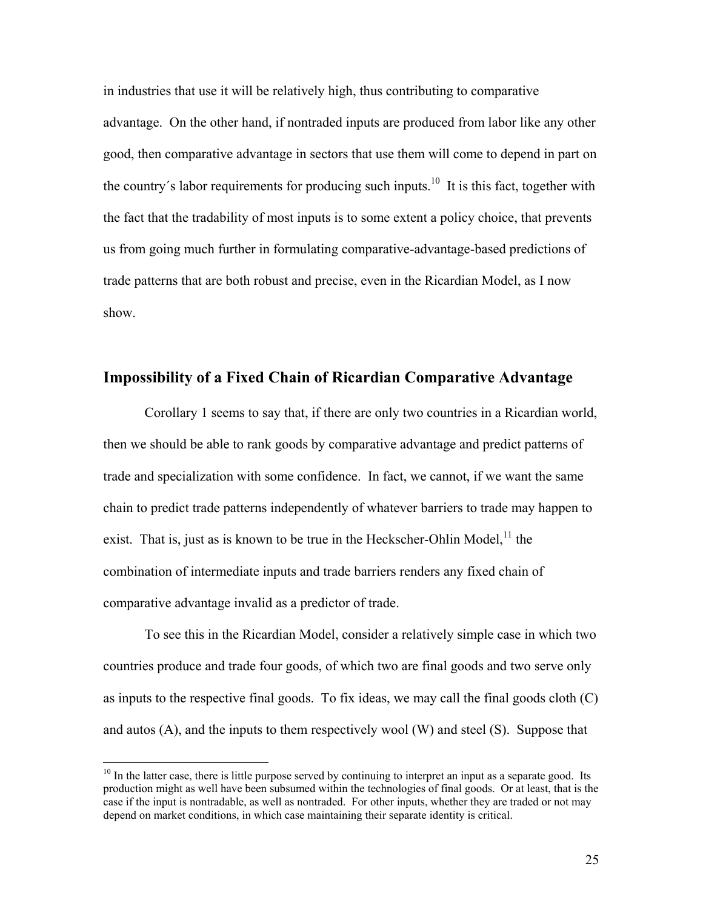in industries that use it will be relatively high, thus contributing to comparative advantage. On the other hand, if nontraded inputs are produced from labor like any other good, then comparative advantage in sectors that use them will come to depend in part on the country´s labor requirements for producing such inputs.[10] It is this fact, together with the fact that the tradability of most inputs is to some extent a policy choice, that prevents us from going much further in formulating comparative-advantage-based predictions of trade patterns that are both robust and precise, even in the Ricardian Model, as I now show.

## Impossibility of a Fixed Chain of Ricardian Comparative Advantage

Corollary 1 seems to say that, if there are only two countries in a Ricardian world, then we should be able to rank goods by comparative advantage and predict patterns of trade and specialization with some confidence. In fact, we cannot, if we want the same chain to predict trade patterns independently of whatever barriers to trade may happen to exist. That is, just as is known to be true in the Heckscher-Ohlin Model,[11] the combination of intermediate inputs and trade barriers renders any fixed chain of comparative advantage invalid as a predictor of trade.

To see this in the Ricardian Model, consider a relatively simple case in which two countries produce and trade four goods, of which two are final goods and two serve only as inputs to the respective final goods. To fix ideas, we may call the final goods cloth (C) and autos (A), and the inputs to them respectively wool (W) and steel (S). Suppose that

[10] In the latter case, there is little purpose served by continuing to interpret an input as a separate good. Its production might as well have been subsumed within the technologies of final goods. Or at least, that is the case if the input is nontradable, as well as nontraded. For other inputs, whether they are traded or not may depend on market conditions, in which case maintaining their separate identity is critical.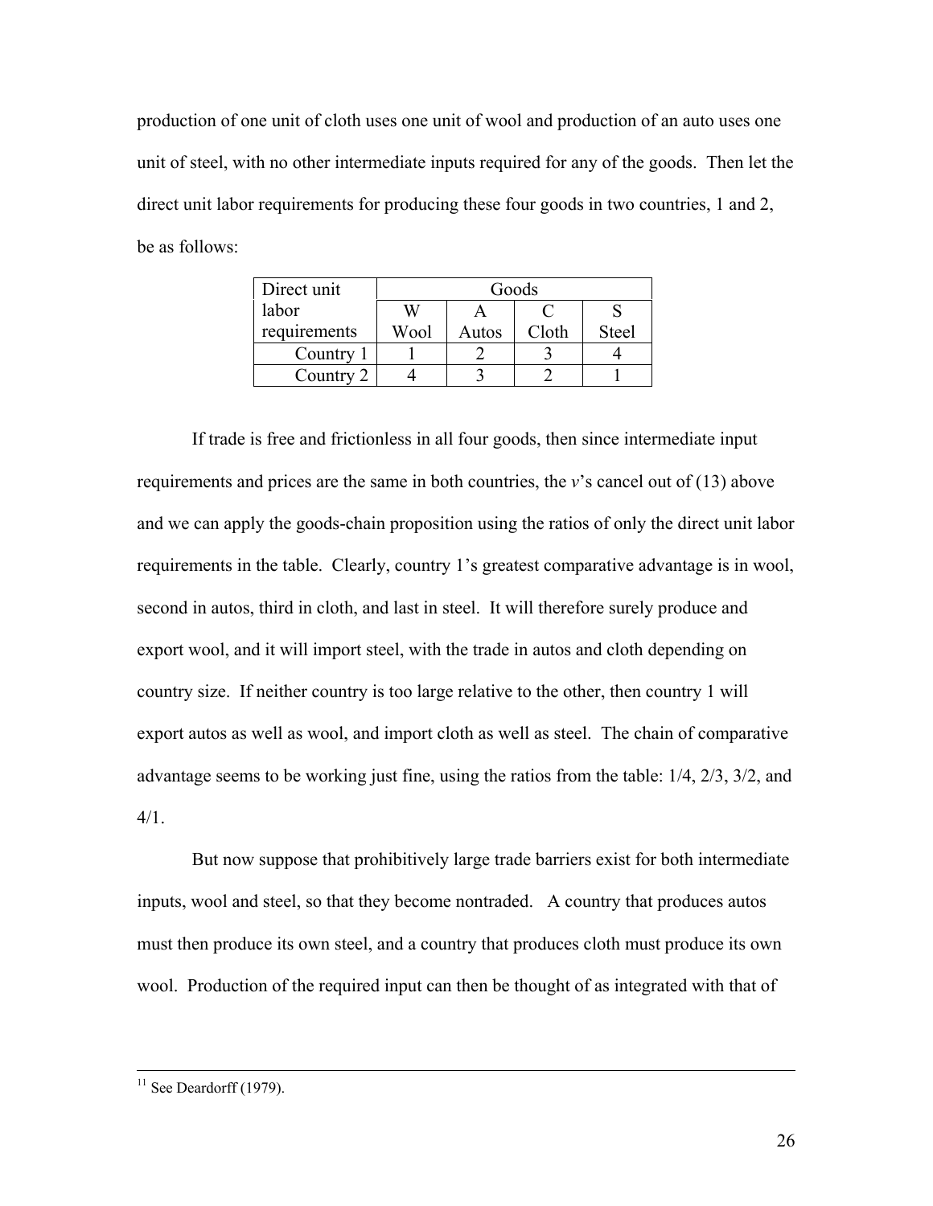production of one unit of cloth uses one unit of wool and production of an auto uses one unit of steel, with no other intermediate inputs required for any of the goods. Then let the direct unit labor requirements for producing these four goods in two countries, 1 and 2, be as follows:

| Direct unit labor requirements | Goods | | | |
|---|---|---|---|---|
| | W Wool | A Autos | C Cloth | S Steel |
| Country 1 | 1 | 2 | 3 | 4 |
| Country 2 | 4 | 3 | 2 | 1 |

If trade is free and frictionless in all four goods, then since intermediate input requirements and prices are the same in both countries, the *v*'s cancel out of (13) above and we can apply the goods-chain proposition using the ratios of only the direct unit labor requirements in the table. Clearly, country 1's greatest comparative advantage is in wool, second in autos, third in cloth, and last in steel. It will therefore surely produce and export wool, and it will import steel, with the trade in autos and cloth depending on country size. If neither country is too large relative to the other, then country 1 will export autos as well as wool, and import cloth as well as steel. The chain of comparative advantage seems to be working just fine, using the ratios from the table: 1/4, 2/3, 3/2, and 4/1.

But now suppose that prohibitively large trade barriers exist for both intermediate inputs, wool and steel, so that they become nontraded. A country that produces autos must then produce its own steel, and a country that produces cloth must produce its own wool. Production of the required input can then be thought of as integrated with that of

[11] See Deardorff (1979).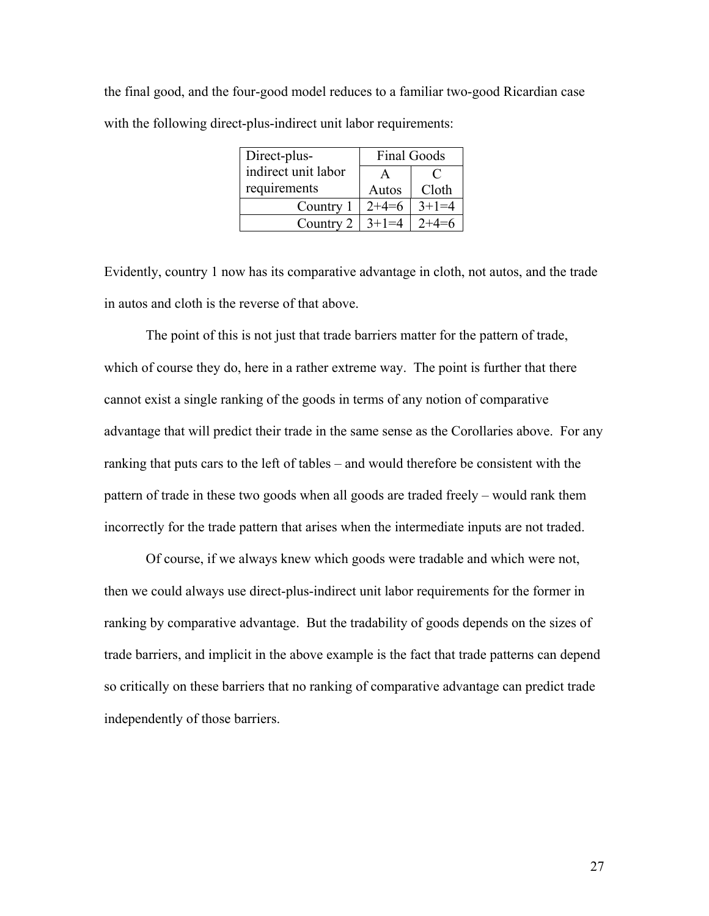the final good, and the four-good model reduces to a familiar two-good Ricardian case with the following direct-plus-indirect unit labor requirements:

| Direct-plus-indirect unit labor requirements | Final Goods | |
|---|---|---|
| | A Autos | C Cloth |
| Country 1 | 2+4=6 | 3+1=4 |
| Country 2 | 3+1=4 | 2+4=6 |

Evidently, country 1 now has its comparative advantage in cloth, not autos, and the trade in autos and cloth is the reverse of that above.

The point of this is not just that trade barriers matter for the pattern of trade, which of course they do, here in a rather extreme way. The point is further that there cannot exist a single ranking of the goods in terms of any notion of comparative advantage that will predict their trade in the same sense as the Corollaries above. For any ranking that puts cars to the left of tables – and would therefore be consistent with the pattern of trade in these two goods when all goods are traded freely – would rank them incorrectly for the trade pattern that arises when the intermediate inputs are not traded.

Of course, if we always knew which goods were tradable and which were not, then we could always use direct-plus-indirect unit labor requirements for the former in ranking by comparative advantage. But the tradability of goods depends on the sizes of trade barriers, and implicit in the above example is the fact that trade patterns can depend so critically on these barriers that no ranking of comparative advantage can predict trade independently of those barriers.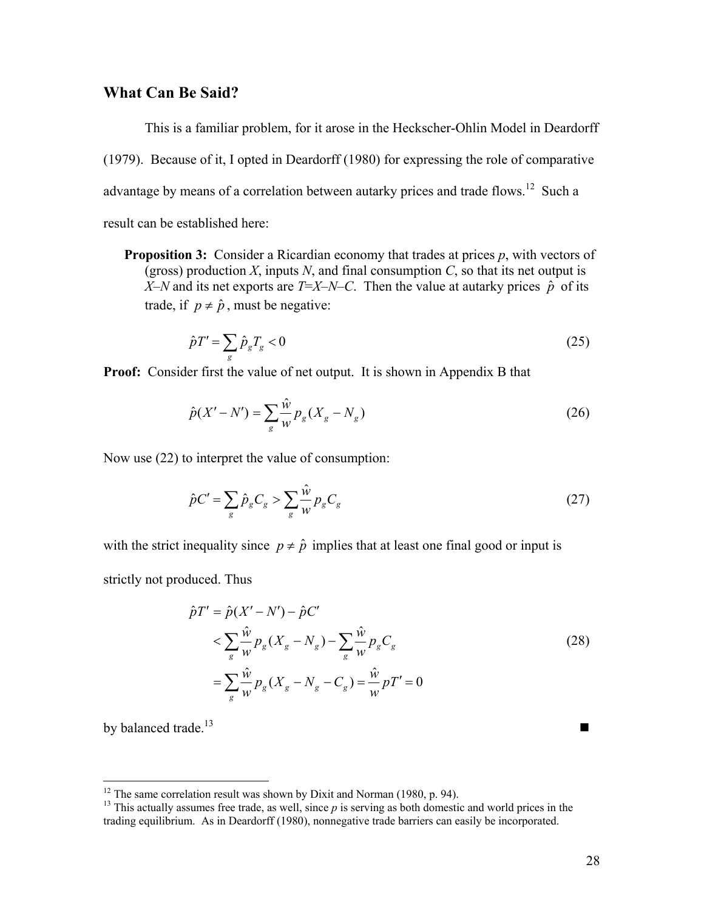## What Can Be Said?

This is a familiar problem, for it arose in the Heckscher-Ohlin Model in Deardorff (1979). Because of it, I opted in Deardorff (1980) for expressing the role of comparative advantage by means of a correlation between autarky prices and trade flows.[12] Such a result can be established here:

> **Proposition 3:** Consider a Ricardian economy that trades at prices $p$, with vectors of (gross) production $X$, inputs $N$, and final consumption $C$, so that its net output is $X$–$N$ and its net exports are $T$=$X$–$N$–$C$. Then the value at autarky prices $\hat{p}$ of its trade, if $p \neq \hat{p}$, must be negative:

$$\hat{p}T' = \sum_g \hat{p}_g T_g < 0 \tag{25}$$

**Proof:** Consider first the value of net output. It is shown in Appendix B that

$$\hat{p}(X' - N') = \sum_g \frac{\hat{w}}{w} p_g (X_g - N_g) \tag{26}$$

Now use (22) to interpret the value of consumption:

$$\hat{p}C' = \sum_g \hat{p}_g C_g > \sum_g \frac{\hat{w}}{w} p_g C_g \tag{27}$$

with the strict inequality since $p \neq \hat{p}$ implies that at least one final good or input is strictly not produced. Thus

$$\begin{aligned} \hat{p}T' &= \hat{p}(X' - N') - \hat{p}C' \\ &< \sum_g \frac{\hat{w}}{w} p_g (X_g - N_g) - \sum_g \frac{\hat{w}}{w} p_g C_g \\ &= \sum_g \frac{\hat{w}}{w} p_g (X_g - N_g - C_g) = \frac{\hat{w}}{w} pT' = 0 \end{aligned} \tag{28}$$

by balanced trade.[13] ■

---

[12] The same correlation result was shown by Dixit and Norman (1980, p. 94).

[13] This actually assumes free trade, as well, since $p$ is serving as both domestic and world prices in the trading equilibrium. As in Deardorff (1980), nonnegative trade barriers can easily be incorporated.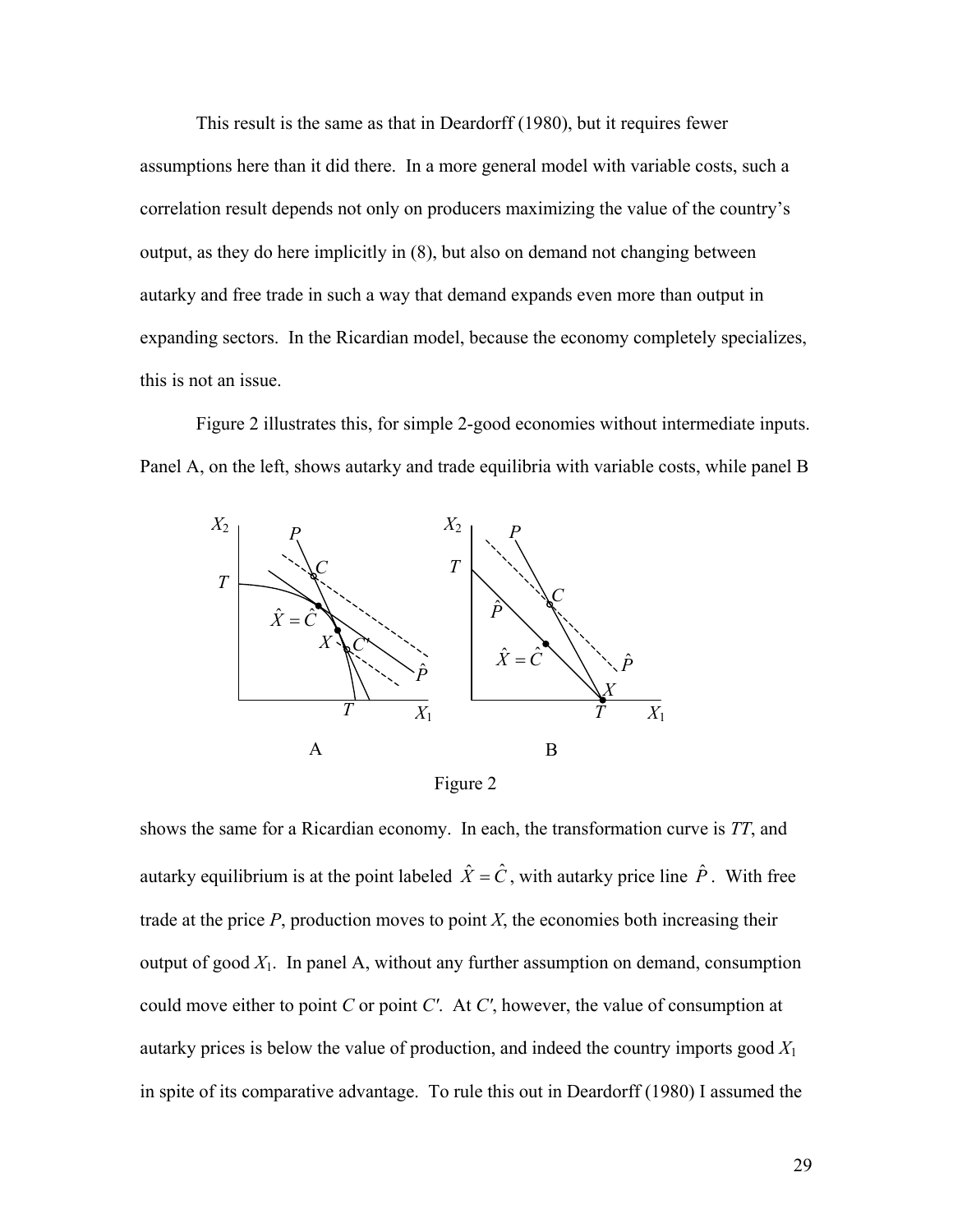This result is the same as that in Deardorff (1980), but it requires fewer assumptions here than it did there. In a more general model with variable costs, such a correlation result depends not only on producers maximizing the value of the country's output, as they do here implicitly in (8), but also on demand not changing between autarky and free trade in such a way that demand expands even more than output in expanding sectors. In the Ricardian model, because the economy completely specializes, this is not an issue.

Figure 2 illustrates this, for simple 2-good economies without intermediate inputs. Panel A, on the left, shows autarky and trade equilibria with variable costs, while panel B

Figure 2

shows the same for a Ricardian economy. In each, the transformation curve is *TT*, and autarky equilibrium is at the point labeled $\hat{X} = \hat{C}$, with autarky price line $\hat{P}$. With free trade at the price *P*, production moves to point *X*, the economies both increasing their output of good $X_1$. In panel A, without any further assumption on demand, consumption could move either to point *C* or point *C'*. At *C'*, however, the value of consumption at autarky prices is below the value of production, and indeed the country imports good $X_1$ in spite of its comparative advantage. To rule this out in Deardorff (1980) I assumed the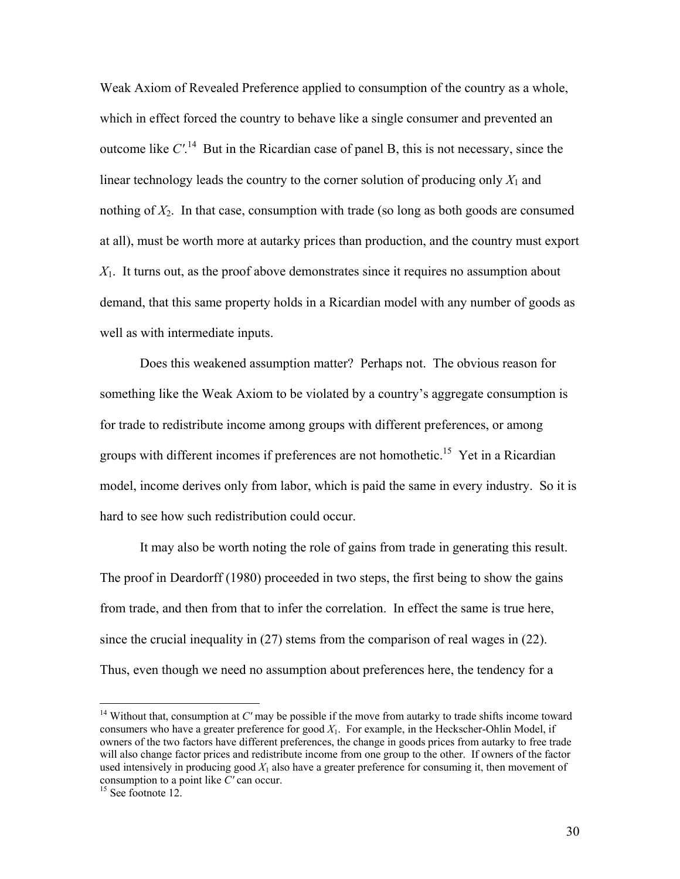Weak Axiom of Revealed Preference applied to consumption of the country as a whole, which in effect forced the country to behave like a single consumer and prevented an outcome like $C'$.[14] But in the Ricardian case of panel B, this is not necessary, since the linear technology leads the country to the corner solution of producing only $X_1$ and nothing of $X_2$. In that case, consumption with trade (so long as both goods are consumed at all), must be worth more at autarky prices than production, and the country must export $X_1$. It turns out, as the proof above demonstrates since it requires no assumption about demand, that this same property holds in a Ricardian model with any number of goods as well as with intermediate inputs.

Does this weakened assumption matter? Perhaps not. The obvious reason for something like the Weak Axiom to be violated by a country's aggregate consumption is for trade to redistribute income among groups with different preferences, or among groups with different incomes if preferences are not homothetic.[15] Yet in a Ricardian model, income derives only from labor, which is paid the same in every industry. So it is hard to see how such redistribution could occur.

It may also be worth noting the role of gains from trade in generating this result. The proof in Deardorff (1980) proceeded in two steps, the first being to show the gains from trade, and then from that to infer the correlation. In effect the same is true here, since the crucial inequality in (27) stems from the comparison of real wages in (22). Thus, even though we need no assumption about preferences here, the tendency for a

---

[14] Without that, consumption at $C'$ may be possible if the move from autarky to trade shifts income toward consumers who have a greater preference for good $X_1$. For example, in the Heckscher-Ohlin Model, if owners of the two factors have different preferences, the change in goods prices from autarky to free trade will also change factor prices and redistribute income from one group to the other. If owners of the factor used intensively in producing good $X_1$ also have a greater preference for consuming it, then movement of consumption to a point like $C'$ can occur.

[15] See footnote 12.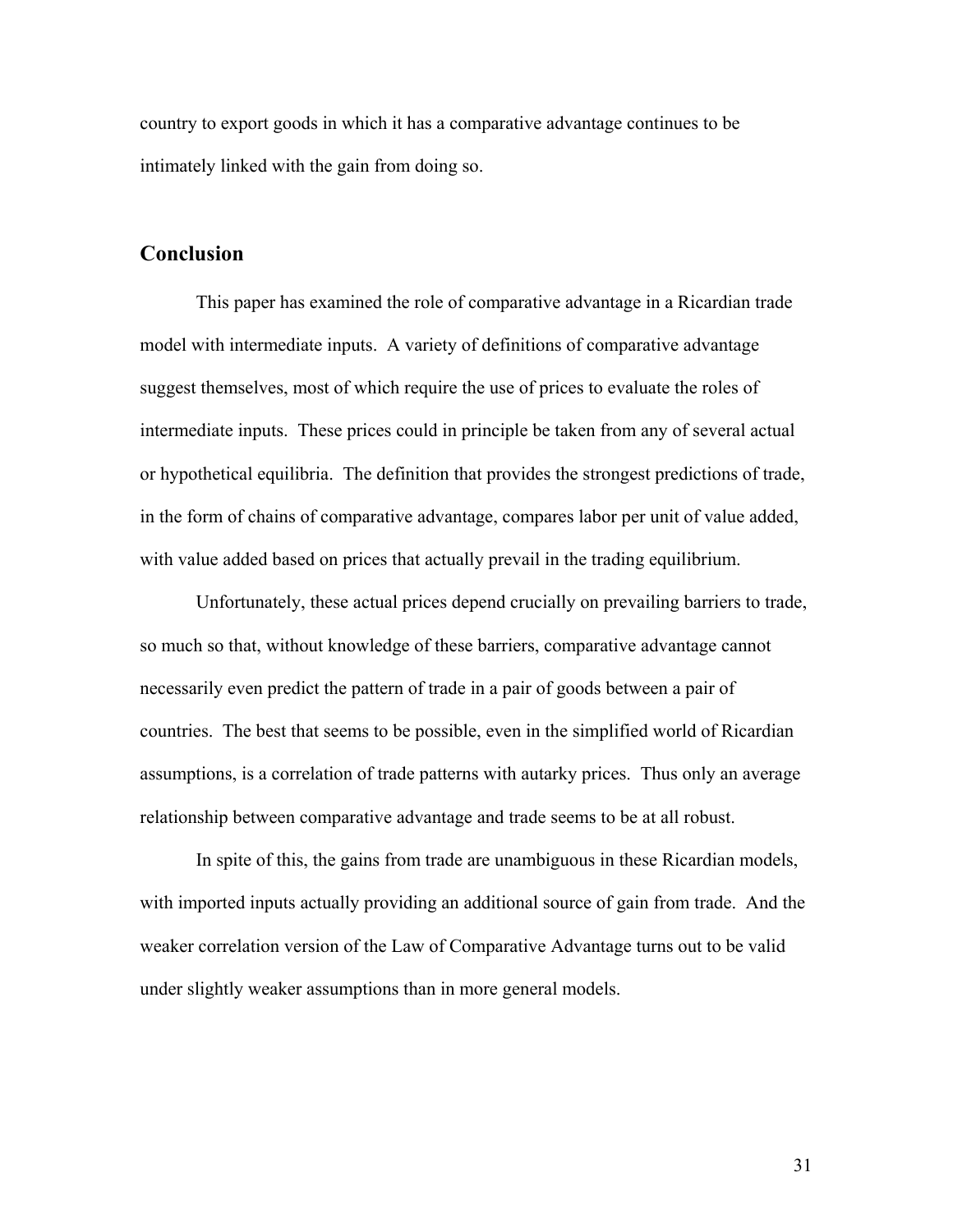country to export goods in which it has a comparative advantage continues to be intimately linked with the gain from doing so.

## Conclusion

This paper has examined the role of comparative advantage in a Ricardian trade model with intermediate inputs. A variety of definitions of comparative advantage suggest themselves, most of which require the use of prices to evaluate the roles of intermediate inputs. These prices could in principle be taken from any of several actual or hypothetical equilibria. The definition that provides the strongest predictions of trade, in the form of chains of comparative advantage, compares labor per unit of value added, with value added based on prices that actually prevail in the trading equilibrium.

Unfortunately, these actual prices depend crucially on prevailing barriers to trade, so much so that, without knowledge of these barriers, comparative advantage cannot necessarily even predict the pattern of trade in a pair of goods between a pair of countries. The best that seems to be possible, even in the simplified world of Ricardian assumptions, is a correlation of trade patterns with autarky prices. Thus only an average relationship between comparative advantage and trade seems to be at all robust.

In spite of this, the gains from trade are unambiguous in these Ricardian models, with imported inputs actually providing an additional source of gain from trade. And the weaker correlation version of the Law of Comparative Advantage turns out to be valid under slightly weaker assumptions than in more general models.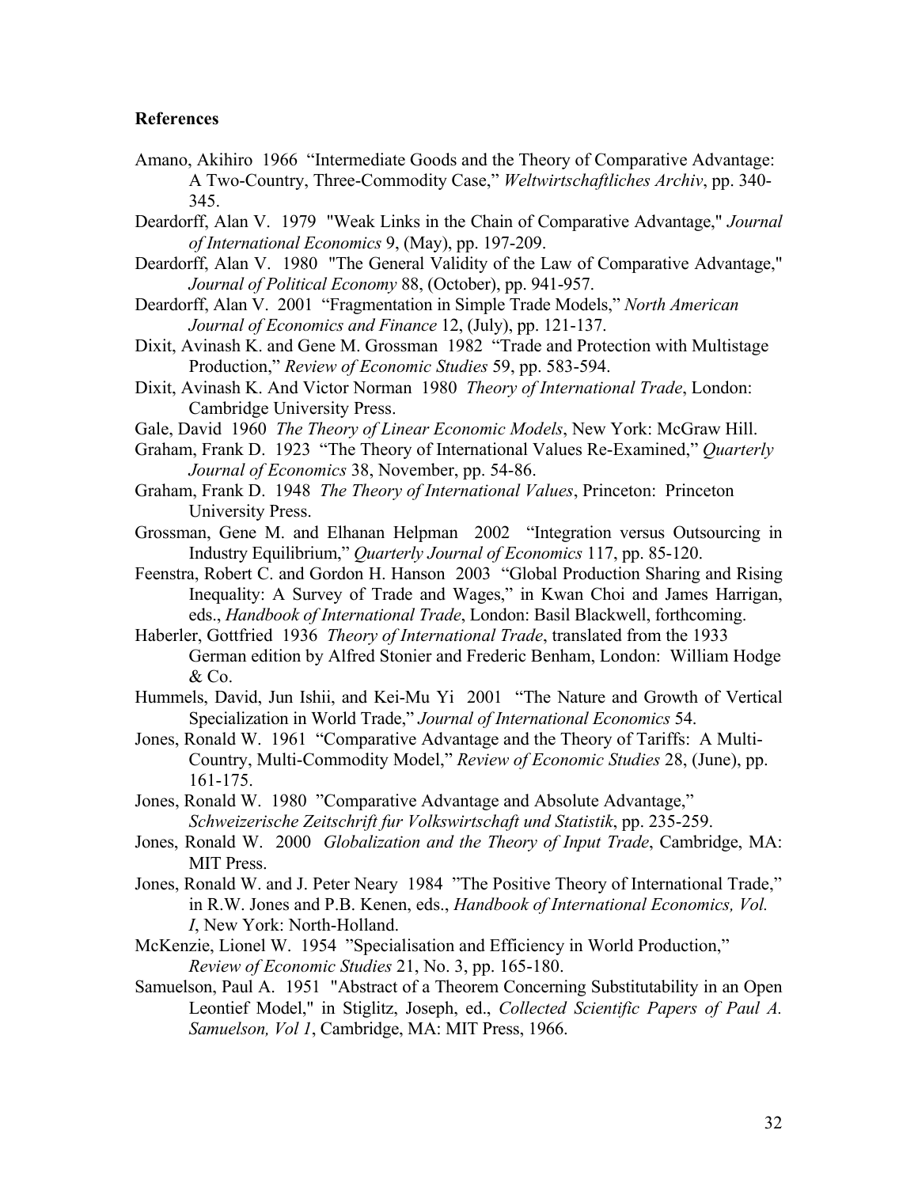**References**

Amano, Akihiro 1966 "Intermediate Goods and the Theory of Comparative Advantage: A Two-Country, Three-Commodity Case," *Weltwirtschaftliches Archiv*, pp. 340-345.

Deardorff, Alan V. 1979 "Weak Links in the Chain of Comparative Advantage," *Journal of International Economics* 9, (May), pp. 197-209.

Deardorff, Alan V. 1980 "The General Validity of the Law of Comparative Advantage," *Journal of Political Economy* 88, (October), pp. 941-957.

Deardorff, Alan V. 2001 "Fragmentation in Simple Trade Models," *North American Journal of Economics and Finance* 12, (July), pp. 121-137.

Dixit, Avinash K. and Gene M. Grossman 1982 "Trade and Protection with Multistage Production," *Review of Economic Studies* 59, pp. 583-594.

Dixit, Avinash K. And Victor Norman 1980 *Theory of International Trade*, London: Cambridge University Press.

Gale, David 1960 *The Theory of Linear Economic Models*, New York: McGraw Hill.

Graham, Frank D. 1923 "The Theory of International Values Re-Examined," *Quarterly Journal of Economics* 38, November, pp. 54-86.

Graham, Frank D. 1948 *The Theory of International Values*, Princeton: Princeton University Press.

Grossman, Gene M. and Elhanan Helpman 2002 "Integration versus Outsourcing in Industry Equilibrium," *Quarterly Journal of Economics* 117, pp. 85-120.

Feenstra, Robert C. and Gordon H. Hanson 2003 "Global Production Sharing and Rising Inequality: A Survey of Trade and Wages," in Kwan Choi and James Harrigan, eds., *Handbook of International Trade*, London: Basil Blackwell, forthcoming.

Haberler, Gottfried 1936 *Theory of International Trade*, translated from the 1933 German edition by Alfred Stonier and Frederic Benham, London: William Hodge & Co.

Hummels, David, Jun Ishii, and Kei-Mu Yi 2001 "The Nature and Growth of Vertical Specialization in World Trade," *Journal of International Economics* 54.

Jones, Ronald W. 1961 "Comparative Advantage and the Theory of Tariffs: A Multi-Country, Multi-Commodity Model," *Review of Economic Studies* 28, (June), pp. 161-175.

Jones, Ronald W. 1980 "Comparative Advantage and Absolute Advantage," *Schweizerische Zeitschrift fur Volkswirtschaft und Statistik*, pp. 235-259.

Jones, Ronald W. 2000 *Globalization and the Theory of Input Trade*, Cambridge, MA: MIT Press.

Jones, Ronald W. and J. Peter Neary 1984 "The Positive Theory of International Trade," in R.W. Jones and P.B. Kenen, eds., *Handbook of International Economics, Vol. I*, New York: North-Holland.

McKenzie, Lionel W. 1954 "Specialisation and Efficiency in World Production," *Review of Economic Studies* 21, No. 3, pp. 165-180.

Samuelson, Paul A. 1951 "Abstract of a Theorem Concerning Substitutability in an Open Leontief Model," in Stiglitz, Joseph, ed., *Collected Scientific Papers of Paul A. Samuelson, Vol 1*, Cambridge, MA: MIT Press, 1966.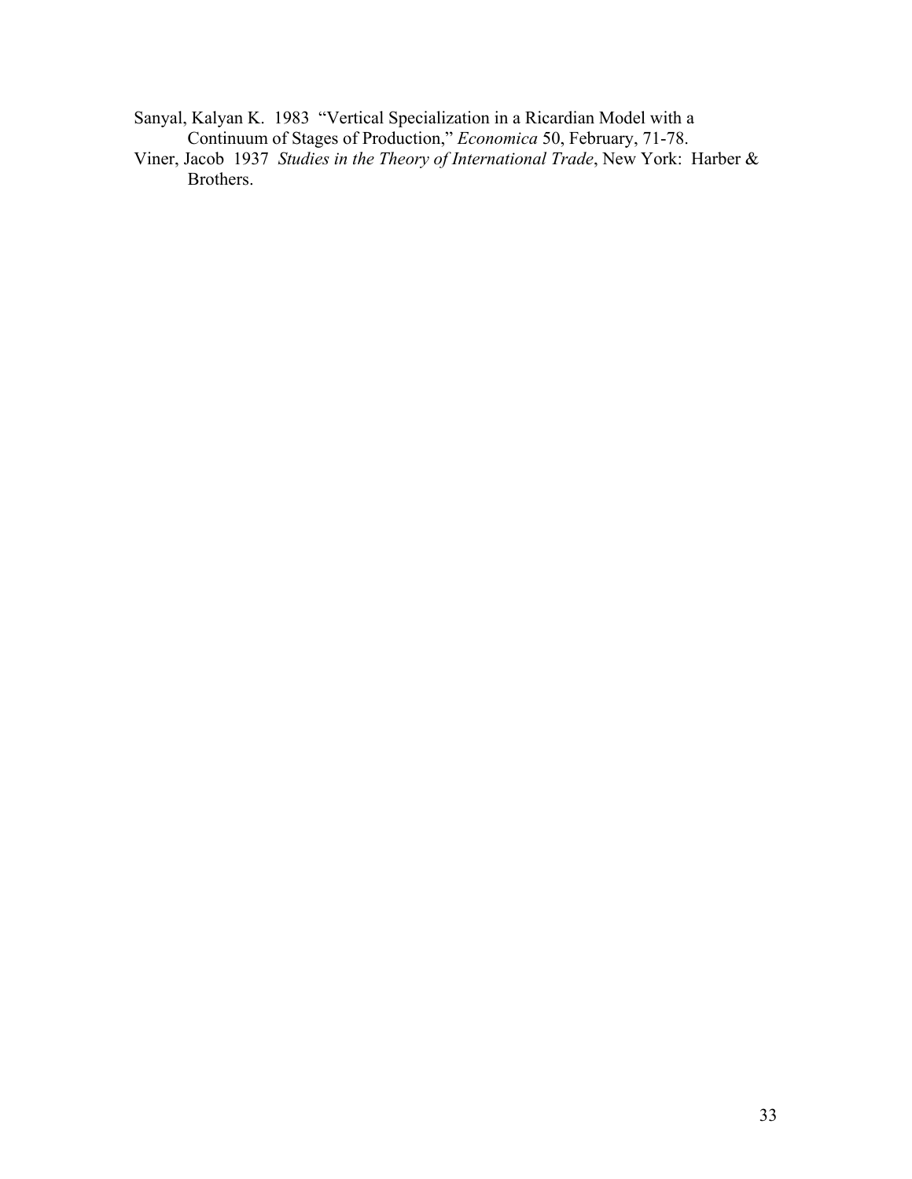Sanyal, Kalyan K. 1983 "Vertical Specialization in a Ricardian Model with a Continuum of Stages of Production," *Economica* 50, February, 71-78.

Viner, Jacob 1937 *Studies in the Theory of International Trade*, New York: Harber & Brothers.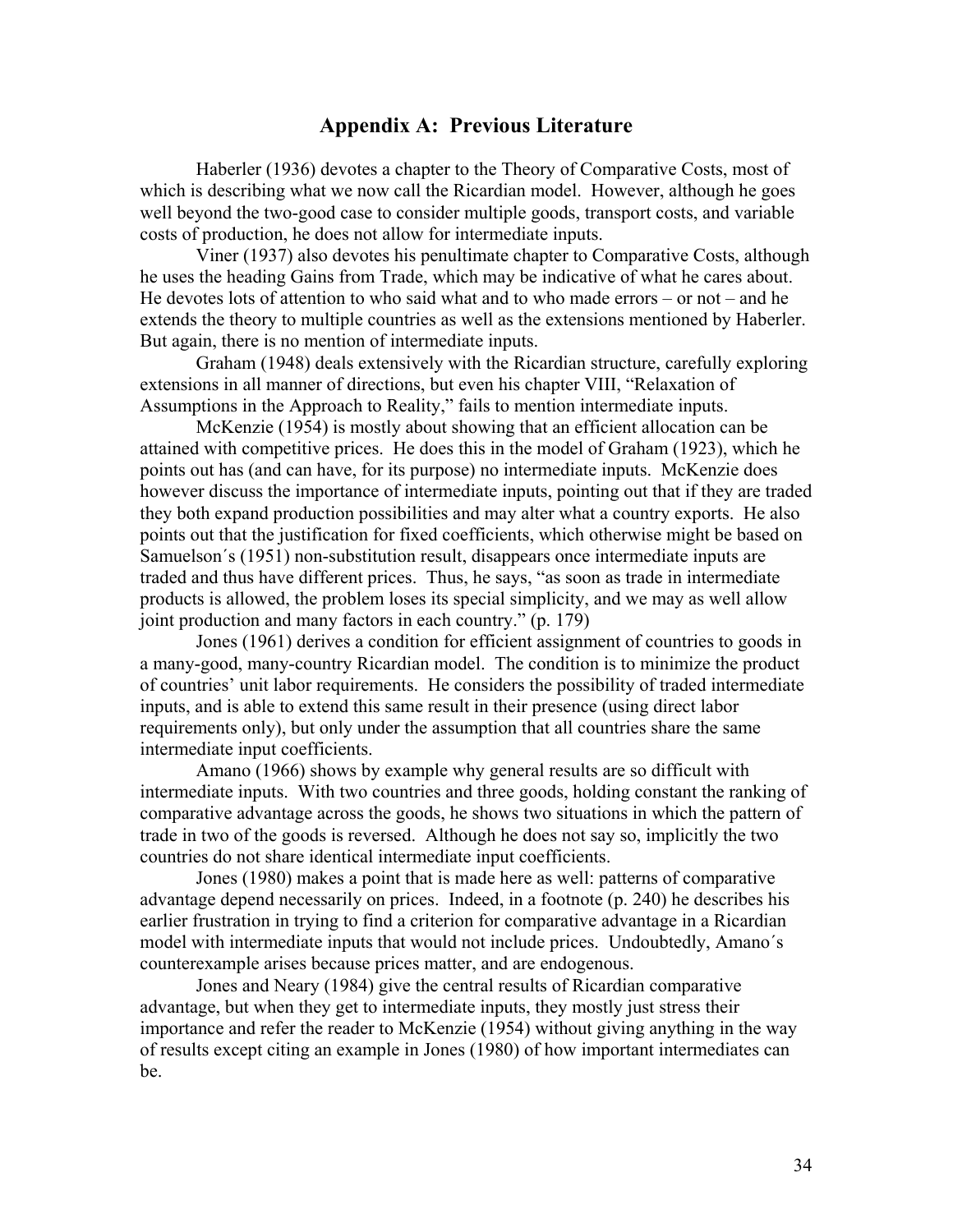## Appendix A: Previous Literature

Haberler (1936) devotes a chapter to the Theory of Comparative Costs, most of which is describing what we now call the Ricardian model. However, although he goes well beyond the two-good case to consider multiple goods, transport costs, and variable costs of production, he does not allow for intermediate inputs.

Viner (1937) also devotes his penultimate chapter to Comparative Costs, although he uses the heading Gains from Trade, which may be indicative of what he cares about. He devotes lots of attention to who said what and to who made errors – or not – and he extends the theory to multiple countries as well as the extensions mentioned by Haberler. But again, there is no mention of intermediate inputs.

Graham (1948) deals extensively with the Ricardian structure, carefully exploring extensions in all manner of directions, but even his chapter VIII, "Relaxation of Assumptions in the Approach to Reality," fails to mention intermediate inputs.

McKenzie (1954) is mostly about showing that an efficient allocation can be attained with competitive prices. He does this in the model of Graham (1923), which he points out has (and can have, for its purpose) no intermediate inputs. McKenzie does however discuss the importance of intermediate inputs, pointing out that if they are traded they both expand production possibilities and may alter what a country exports. He also points out that the justification for fixed coefficients, which otherwise might be based on Samuelson´s (1951) non-substitution result, disappears once intermediate inputs are traded and thus have different prices. Thus, he says, "as soon as trade in intermediate products is allowed, the problem loses its special simplicity, and we may as well allow joint production and many factors in each country." (p. 179)

Jones (1961) derives a condition for efficient assignment of countries to goods in a many-good, many-country Ricardian model. The condition is to minimize the product of countries' unit labor requirements. He considers the possibility of traded intermediate inputs, and is able to extend this same result in their presence (using direct labor requirements only), but only under the assumption that all countries share the same intermediate input coefficients.

Amano (1966) shows by example why general results are so difficult with intermediate inputs. With two countries and three goods, holding constant the ranking of comparative advantage across the goods, he shows two situations in which the pattern of trade in two of the goods is reversed. Although he does not say so, implicitly the two countries do not share identical intermediate input coefficients.

Jones (1980) makes a point that is made here as well: patterns of comparative advantage depend necessarily on prices. Indeed, in a footnote (p. 240) he describes his earlier frustration in trying to find a criterion for comparative advantage in a Ricardian model with intermediate inputs that would not include prices. Undoubtedly, Amano´s counterexample arises because prices matter, and are endogenous.

Jones and Neary (1984) give the central results of Ricardian comparative advantage, but when they get to intermediate inputs, they mostly just stress their importance and refer the reader to McKenzie (1954) without giving anything in the way of results except citing an example in Jones (1980) of how important intermediates can be.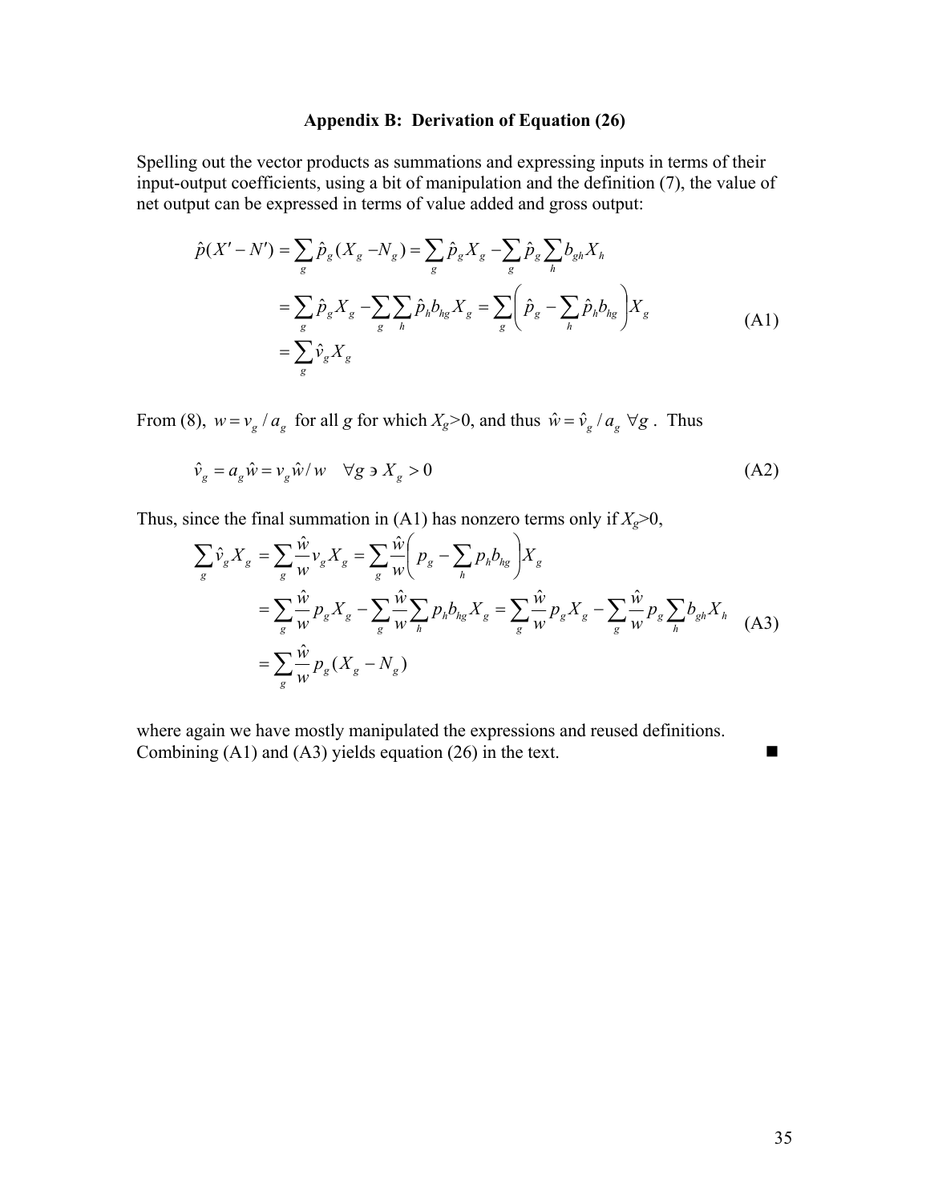### Appendix B: Derivation of Equation (26)

Spelling out the vector products as summations and expressing inputs in terms of their input-output coefficients, using a bit of manipulation and the definition (7), the value of net output can be expressed in terms of value added and gross output:

$$
\begin{aligned}
\hat{p}(X' - N') &= \sum_g \hat{p}_g (X_g - N_g) = \sum_g \hat{p}_g X_g - \sum_g \hat{p}_g \sum_h b_{gh} X_h \\
&= \sum_g \hat{p}_g X_g - \sum_g \sum_h \hat{p}_h b_{hg} X_g = \sum_g \left( \hat{p}_g - \sum_h \hat{p}_h b_{hg} \right) X_g \\
&= \sum_g \hat{v}_g X_g
\end{aligned}
\tag{A1}
$$

From (8), $w = v_g / a_g$ for all $g$ for which $X_g$>0, and thus $\hat{w} = \hat{v}_g / a_g \;\; \forall g$. Thus

$$
\hat{v}_g = a_g \hat{w} = v_g \hat{w} / w \quad \forall g \ni X_g > 0 \tag{A2}
$$

Thus, since the final summation in (A1) has nonzero terms only if $X_g$>0,

$$
\begin{aligned}
\sum_g \hat{v}_g X_g &= \sum_g \frac{\hat{w}}{w} v_g X_g = \sum_g \frac{\hat{w}}{w} \left( p_g - \sum_h p_h b_{hg} \right) X_g \\
&= \sum_g \frac{\hat{w}}{w} p_g X_g - \sum_g \frac{\hat{w}}{w} \sum_h p_h b_{hg} X_g = \sum_g \frac{\hat{w}}{w} p_g X_g - \sum_g \frac{\hat{w}}{w} p_g \sum_h b_{gh} X_h \\
&= \sum_g \frac{\hat{w}}{w} p_g (X_g - N_g)
\end{aligned}
\tag{A3}
$$

where again we have mostly manipulated the expressions and reused definitions. Combining (A1) and (A3) yields equation (26) in the text. ■